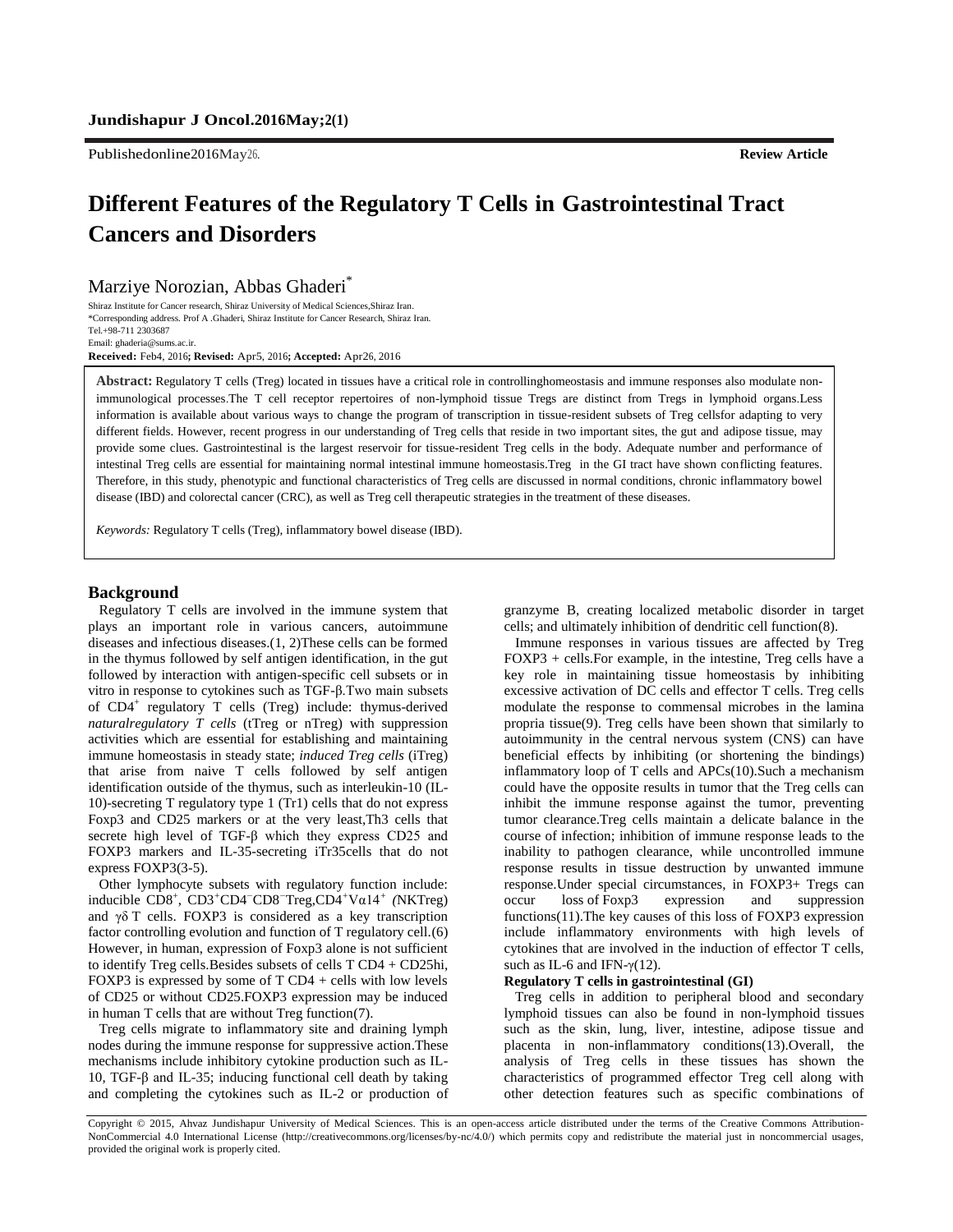**Jundishapur J Oncol.2016May;2(1)**

Publishedonline2016May26. **Review Article**

# Different Features of the Regulatory T Cells in Gastrointestinal Tract Cancers and Disorders

Marziye Norozian, Abbas Ghaderi*

Shiraz Institute for Cancer research, Shiraz University of Medical Sciences,Shiraz Iran.
*Corresponding address. Prof A .Ghaderi, Shiraz Institute for Cancer Research, Shiraz Iran.
Tel.+98-711 2303687
Email: ghaderia@sums.ac.ir.
**Received:** Feb4, 2016**; Revised:** Apr5, 2016**; Accepted:** Apr26, 2016

**Abstract:** Regulatory T cells (Treg) located in tissues have a critical role in controllinghomeostasis and immune responses also modulate non-immunological processes.The T cell receptor repertoires of non-lymphoid tissue Tregs are distinct from Tregs in lymphoid organs.Less information is available about various ways to change the program of transcription in tissue-resident subsets of Treg cellsfor adapting to very different fields. However, recent progress in our understanding of Treg cells that reside in two important sites, the gut and adipose tissue, may provide some clues. Gastrointestinal is the largest reservoir for tissue-resident Treg cells in the body. Adequate number and performance of intestinal Treg cells are essential for maintaining normal intestinal immune homeostasis.Treg in the GI tract have shown conflicting features. Therefore, in this study, phenotypic and functional characteristics of Treg cells are discussed in normal conditions, chronic inflammatory bowel disease (IBD) and colorectal cancer (CRC), as well as Treg cell therapeutic strategies in the treatment of these diseases.

*Keywords:* Regulatory T cells (Treg), inflammatory bowel disease (IBD).

## Background

Regulatory T cells are involved in the immune system that plays an important role in various cancers, autoimmune diseases and infectious diseases.(1, 2)These cells can be formed in the thymus followed by self antigen identification, in the gut followed by interaction with antigen-specific cell subsets or in vitro in response to cytokines such as TGF-β.Two main subsets of $CD4^{+}$ regulatory T cells (Treg) include: thymus-derived *naturalregulatory T cells* (tTreg or nTreg) with suppression activities which are essential for establishing and maintaining immune homeostasis in steady state; *induced Treg cells* (iTreg) that arise from naive T cells followed by self antigen identification outside of the thymus, such as interleukin-10 (IL-10)-secreting T regulatory type 1 (Tr1) cells that do not express Foxp3 and CD25 markers or at the very least,Th3 cells that secrete high level of TGF-β which they express CD25 and FOXP3 markers and IL-35-secreting iTr35cells that do not express FOXP3(3-5).

Other lymphocyte subsets with regulatory function include: inducible $CD8^{+}$, $CD3^{+}CD4^{-}CD8^{-}$Treg,$CD4^{+}V\alpha14^{+}$ *(*NKTreg) and γδ T cells. FOXP3 is considered as a key transcription factor controlling evolution and function of T regulatory cell.(6) However, in human, expression of Foxp3 alone is not sufficient to identify Treg cells.Besides subsets of cells T CD4 + CD25hi, FOXP3 is expressed by some of T CD4 + cells with low levels of CD25 or without CD25.FOXP3 expression may be induced in human T cells that are without Treg function(7).

Treg cells migrate to inflammatory site and draining lymph nodes during the immune response for suppressive action.These mechanisms include inhibitory cytokine production such as IL-10, TGF-β and IL-35; inducing functional cell death by taking and completing the cytokines such as IL-2 or production of granzyme B, creating localized metabolic disorder in target cells; and ultimately inhibition of dendritic cell function(8).

Immune responses in various tissues are affected by Treg FOXP3 + cells.For example, in the intestine, Treg cells have a key role in maintaining tissue homeostasis by inhibiting excessive activation of DC cells and effector T cells. Treg cells modulate the response to commensal microbes in the lamina propria tissue(9). Treg cells have been shown that similarly to autoimmunity in the central nervous system (CNS) can have beneficial effects by inhibiting (or shortening the bindings) inflammatory loop of T cells and APCs(10).Such a mechanism could have the opposite results in tumor that the Treg cells can inhibit the immune response against the tumor, preventing tumor clearance.Treg cells maintain a delicate balance in the course of infection; inhibition of immune response leads to the inability to pathogen clearance, while uncontrolled immune response results in tissue destruction by unwanted immune response.Under special circumstances, in FOXP3+ Tregs can occur loss of Foxp3 expression and suppression functions(11).The key causes of this loss of FOXP3 expression include inflammatory environments with high levels of cytokines that are involved in the induction of effector T cells, such as IL-6 and IFN-γ(12).

**Regulatory T cells in gastrointestinal (GI)**

Treg cells in addition to peripheral blood and secondary lymphoid tissues can also be found in non-lymphoid tissues such as the skin, lung, liver, intestine, adipose tissue and placenta in non-inflammatory conditions(13).Overall, the analysis of Treg cells in these tissues has shown the characteristics of programmed effector Treg cell along with other detection features such as specific combinations of

Copyright © 2015, Ahvaz Jundishapur University of Medical Sciences. This is an open-access article distributed under the terms of the Creative Commons Attribution-NonCommercial 4.0 International License (http://creativecommons.org/licenses/by-nc/4.0/) which permits copy and redistribute the material just in noncommercial usages, provided the original work is properly cited.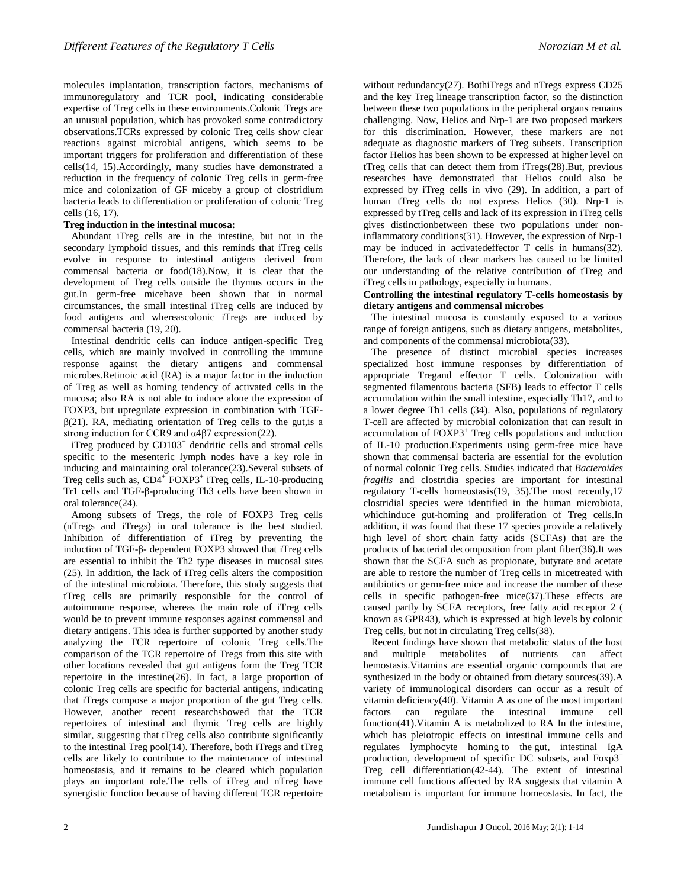molecules implantation, transcription factors, mechanisms of immunoregulatory and TCR pool, indicating considerable expertise of Treg cells in these environments.Colonic Tregs are an unusual population, which has provoked some contradictory observations.TCRs expressed by colonic Treg cells show clear reactions against microbial antigens, which seems to be important triggers for proliferation and differentiation of these cells(14, 15).Accordingly, many studies have demonstrated a reduction in the frequency of colonic Treg cells in germ-free mice and colonization of GF miceby a group of clostridium bacteria leads to differentiation or proliferation of colonic Treg cells (16, 17).

**Treg induction in the intestinal mucosa:**

Abundant iTreg cells are in the intestine, but not in the secondary lymphoid tissues, and this reminds that iTreg cells evolve in response to intestinal antigens derived from commensal bacteria or food(18).Now, it is clear that the development of Treg cells outside the thymus occurs in the gut.In germ-free micehave been shown that in normal circumstances, the small intestinal iTreg cells are induced by food antigens and whereascolonic iTregs are induced by commensal bacteria (19, 20).

Intestinal dendritic cells can induce antigen-specific Treg cells, which are mainly involved in controlling the immune response against the dietary antigens and commensal microbes.Retinoic acid (RA) is a major factor in the induction of Treg as well as homing tendency of activated cells in the mucosa; also RA is not able to induce alone the expression of FOXP3, but upregulate expression in combination with TGF-β(21). RA, mediating orientation of Treg cells to the gut,is a strong induction for CCR9 and α4β7 expression(22).

iTreg produced by $CD103^{+}$ dendritic cells and stromal cells specific to the mesenteric lymph nodes have a key role in inducing and maintaining oral tolerance(23).Several subsets of Treg cells such as, $CD4^{+}$ $FOXP3^{+}$ iTreg cells, IL-10-producing Tr1 cells and TGF-β-producing Th3 cells have been shown in oral tolerance(24).

Among subsets of Tregs, the role of FOXP3 Treg cells (nTregs and iTregs) in oral tolerance is the best studied. Inhibition of differentiation of iTreg by preventing the induction of TGF-β- dependent FOXP3 showed that iTreg cells are essential to inhibit the Th2 type diseases in mucosal sites (25). In addition, the lack of iTreg cells alters the composition of the intestinal microbiota. Therefore, this study suggests that tTreg cells are primarily responsible for the control of autoimmune response, whereas the main role of iTreg cells would be to prevent immune responses against commensal and dietary antigens. This idea is further supported by another study analyzing the TCR repertoire of colonic Treg cells.The comparison of the TCR repertoire of Tregs from this site with other locations revealed that gut antigens form the Treg TCR repertoire in the intestine(26). In fact, a large proportion of colonic Treg cells are specific for bacterial antigens, indicating that iTregs compose a major proportion of the gut Treg cells. However, another recent researchshowed that the TCR repertoires of intestinal and thymic Treg cells are highly similar, suggesting that tTreg cells also contribute significantly to the intestinal Treg pool(14). Therefore, both iTregs and tTreg cells are likely to contribute to the maintenance of intestinal homeostasis, and it remains to be cleared which population plays an important role.The cells of iTreg and nTreg have synergistic function because of having different TCR repertoire without redundancy(27). BothiTregs and nTregs express CD25 and the key Treg lineage transcription factor, so the distinction between these two populations in the peripheral organs remains challenging. Now, Helios and Nrp-1 are two proposed markers for this discrimination. However, these markers are not adequate as diagnostic markers of Treg subsets. Transcription factor Helios has been shown to be expressed at higher level on tTreg cells that can detect them from iTregs(28).But, previous researches have demonstrated that Helios could also be expressed by iTreg cells in vivo (29). In addition, a part of human tTreg cells do not express Helios (30). Nrp-1 is expressed by tTreg cells and lack of its expression in iTreg cells gives distinctionbetween these two populations under non-inflammatory conditions(31). However, the expression of Nrp-1 may be induced in activatedeffector T cells in humans(32). Therefore, the lack of clear markers has caused to be limited our understanding of the relative contribution of tTreg and iTreg cells in pathology, especially in humans.

**Controlling the intestinal regulatory T-cells homeostasis by dietary antigens and commensal microbes**

The intestinal mucosa is constantly exposed to a various range of foreign antigens, such as dietary antigens, metabolites, and components of the commensal microbiota(33).

The presence of distinct microbial species increases specialized host immune responses by differentiation of appropriate Tregand effector T cells. Colonization with segmented filamentous bacteria (SFB) leads to effector T cells accumulation within the small intestine, especially Th17, and to a lower degree Th1 cells (34). Also, populations of regulatory T-cell are affected by microbial colonization that can result in accumulation of $FOXP3^{+}$ Treg cells populations and induction of IL-10 production.Experiments using germ-free mice have shown that commensal bacteria are essential for the evolution of normal colonic Treg cells. Studies indicated that *Bacteroides fragilis* and clostridia species are important for intestinal regulatory T-cells homeostasis(19, 35).The most recently,17 clostridial species were identified in the human microbiota, whichinduce gut-homing and proliferation of Treg cells.In addition, it was found that these 17 species provide a relatively high level of short chain fatty acids (SCFAs) that are the products of bacterial decomposition from plant fiber(36).It was shown that the SCFA such as propionate, butyrate and acetate are able to restore the number of Treg cells in micetreated with antibiotics or germ-free mice and increase the number of these cells in specific pathogen-free mice(37).These effects are caused partly by SCFA receptors, free fatty acid receptor 2 ( known as GPR43), which is expressed at high levels by colonic Treg cells, but not in circulating Treg cells(38).

Recent findings have shown that metabolic status of the host and multiple metabolites of nutrients can affect hemostasis.Vitamins are essential organic compounds that are synthesized in the body or obtained from dietary sources(39).A variety of immunological disorders can occur as a result of vitamin deficiency(40). Vitamin A as one of the most important factors can regulate the intestinal immune cell function(41).Vitamin A is metabolized to RA In the intestine, which has pleiotropic effects on intestinal immune cells and regulates lymphocyte homing to the gut, intestinal IgA production, development of specific DC subsets, and $Foxp3^{+}$ Treg cell differentiation(42-44). The extent of intestinal immune cell functions affected by RA suggests that vitamin A metabolism is important for immune homeostasis. In fact, the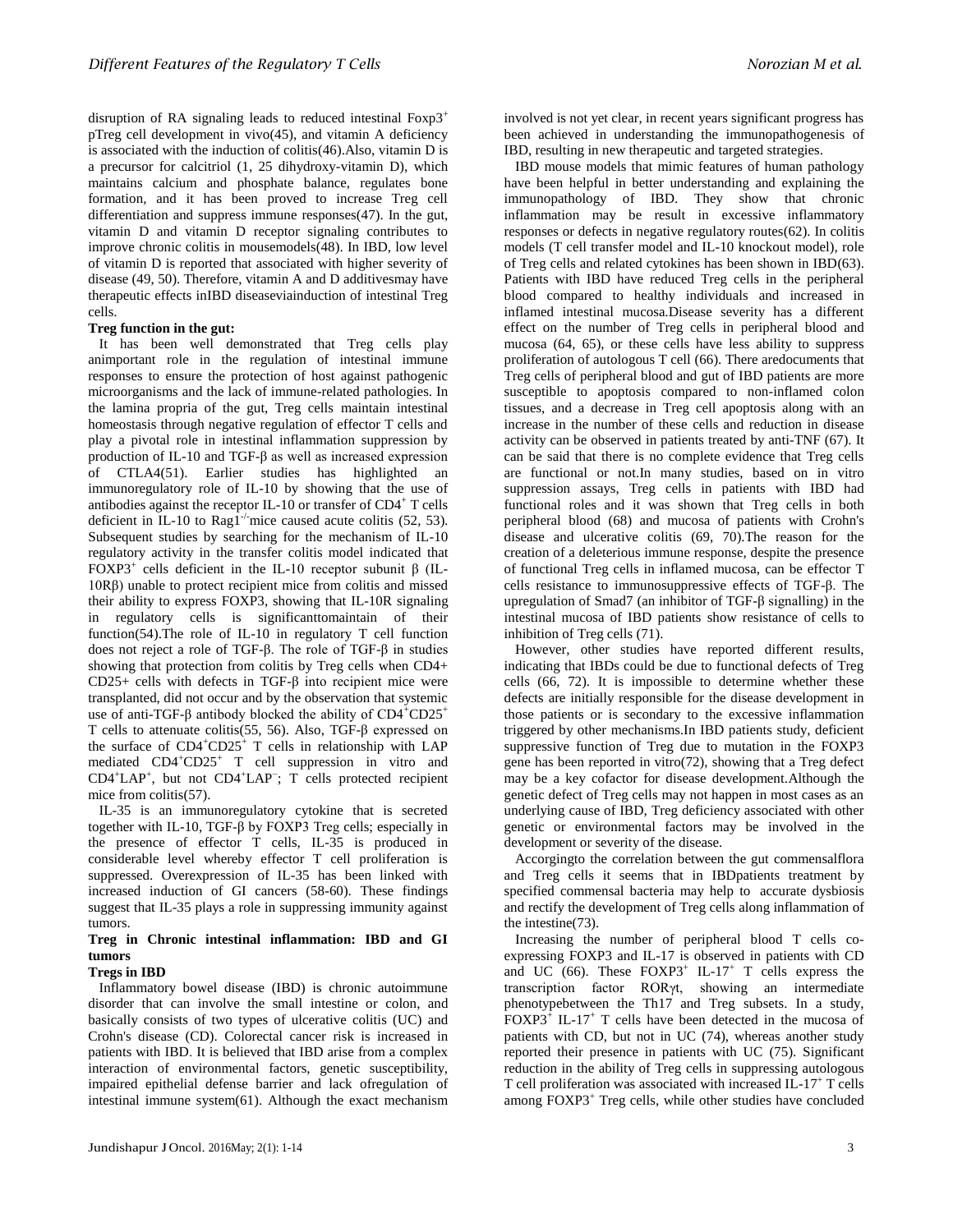disruption of RA signaling leads to reduced intestinal Foxp3+ pTreg cell development in vivo(45), and vitamin A deficiency is associated with the induction of colitis(46).Also, vitamin D is a precursor for calcitriol (1, 25 dihydroxy-vitamin D), which maintains calcium and phosphate balance, regulates bone formation, and it has been proved to increase Treg cell differentiation and suppress immune responses(47). In the gut, vitamin D and vitamin D receptor signaling contributes to improve chronic colitis in mousemodels(48). In IBD, low level of vitamin D is reported that associated with higher severity of disease (49, 50). Therefore, vitamin A and D additivesmay have therapeutic effects inIBD diseaseviainduction of intestinal Treg cells.

**Treg function in the gut:**

It has been well demonstrated that Treg cells play animportant role in the regulation of intestinal immune responses to ensure the protection of host against pathogenic microorganisms and the lack of immune-related pathologies. In the lamina propria of the gut, Treg cells maintain intestinal homeostasis through negative regulation of effector T cells and play a pivotal role in intestinal inflammation suppression by production of IL-10 and TGF-β as well as increased expression of CTLA4(51). Earlier studies has highlighted an immunoregulatory role of IL-10 by showing that the use of antibodies against the receptor IL-10 or transfer of CD4+ T cells deficient in IL-10 to Rag1-/-mice caused acute colitis (52, 53). Subsequent studies by searching for the mechanism of IL-10 regulatory activity in the transfer colitis model indicated that FOXP3+ cells deficient in the IL-10 receptor subunit β (IL-10Rβ) unable to protect recipient mice from colitis and missed their ability to express FOXP3, showing that IL-10R signaling in regulatory cells is significanttomaintain of their function(54).The role of IL-10 in regulatory T cell function does not reject a role of TGF-β. The role of TGF-β in studies showing that protection from colitis by Treg cells when CD4+ CD25+ cells with defects in TGF-β into recipient mice were transplanted, did not occur and by the observation that systemic use of anti-TGF-β antibody blocked the ability of CD4+CD25+ T cells to attenuate colitis(55, 56). Also, TGF-β expressed on the surface of CD4+CD25+ T cells in relationship with LAP mediated CD4+CD25+ T cell suppression in vitro and CD4+LAP+, but not CD4+LAP−; T cells protected recipient mice from colitis(57).

IL-35 is an immunoregulatory cytokine that is secreted together with IL-10, TGF-β by FOXP3 Treg cells; especially in the presence of effector T cells, IL-35 is produced in considerable level whereby effector T cell proliferation is suppressed. Overexpression of IL-35 has been linked with increased induction of GI cancers (58-60). These findings suggest that IL-35 plays a role in suppressing immunity against tumors.

**Treg in Chronic intestinal inflammation: IBD and GI tumors**

**Tregs in IBD**

Inflammatory bowel disease (IBD) is chronic autoimmune disorder that can involve the small intestine or colon, and basically consists of two types of ulcerative colitis (UC) and Crohn's disease (CD). Colorectal cancer risk is increased in patients with IBD. It is believed that IBD arise from a complex interaction of environmental factors, genetic susceptibility, impaired epithelial defense barrier and lack ofregulation of intestinal immune system(61). Although the exact mechanism involved is not yet clear, in recent years significant progress has been achieved in understanding the immunopathogenesis of IBD, resulting in new therapeutic and targeted strategies.

IBD mouse models that mimic features of human pathology have been helpful in better understanding and explaining the immunopathology of IBD. They show that chronic inflammation may be result in excessive inflammatory responses or defects in negative regulatory routes(62). In colitis models (T cell transfer model and IL-10 knockout model), role of Treg cells and related cytokines has been shown in IBD(63). Patients with IBD have reduced Treg cells in the peripheral blood compared to healthy individuals and increased in inflamed intestinal mucosa.Disease severity has a different effect on the number of Treg cells in peripheral blood and mucosa (64, 65), or these cells have less ability to suppress proliferation of autologous T cell (66). There aredocuments that Treg cells of peripheral blood and gut of IBD patients are more susceptible to apoptosis compared to non-inflamed colon tissues, and a decrease in Treg cell apoptosis along with an increase in the number of these cells and reduction in disease activity can be observed in patients treated by anti-TNF (67). It can be said that there is no complete evidence that Treg cells are functional or not.In many studies, based on in vitro suppression assays, Treg cells in patients with IBD had functional roles and it was shown that Treg cells in both peripheral blood (68) and mucosa of patients with Crohn's disease and ulcerative colitis (69, 70).The reason for the creation of a deleterious immune response, despite the presence of functional Treg cells in inflamed mucosa, can be effector T cells resistance to immunosuppressive effects of TGF-β. The upregulation of Smad7 (an inhibitor of TGF-β signalling) in the intestinal mucosa of IBD patients show resistance of cells to inhibition of Treg cells (71).

However, other studies have reported different results, indicating that IBDs could be due to functional defects of Treg cells (66, 72). It is impossible to determine whether these defects are initially responsible for the disease development in those patients or is secondary to the excessive inflammation triggered by other mechanisms.In IBD patients study, deficient suppressive function of Treg due to mutation in the FOXP3 gene has been reported in vitro(72), showing that a Treg defect may be a key cofactor for disease development.Although the genetic defect of Treg cells may not happen in most cases as an underlying cause of IBD, Treg deficiency associated with other genetic or environmental factors may be involved in the development or severity of the disease.

Accorgingto the correlation between the gut commensalflora and Treg cells it seems that in IBDpatients treatment by specified commensal bacteria may help to accurate dysbiosis and rectify the development of Treg cells along inflammation of the intestine(73).

Increasing the number of peripheral blood T cells co-expressing FOXP3 and IL-17 is observed in patients with CD and UC (66). These FOXP3+ IL-17+ T cells express the transcription factor RORγt, showing an intermediate phenotypebetween the Th17 and Treg subsets. In a study, FOXP3+ IL-17+ T cells have been detected in the mucosa of patients with CD, but not in UC (74), whereas another study reported their presence in patients with UC (75). Significant reduction in the ability of Treg cells in suppressing autologous T cell proliferation was associated with increased IL-17+ T cells among FOXP3+ Treg cells, while other studies have concluded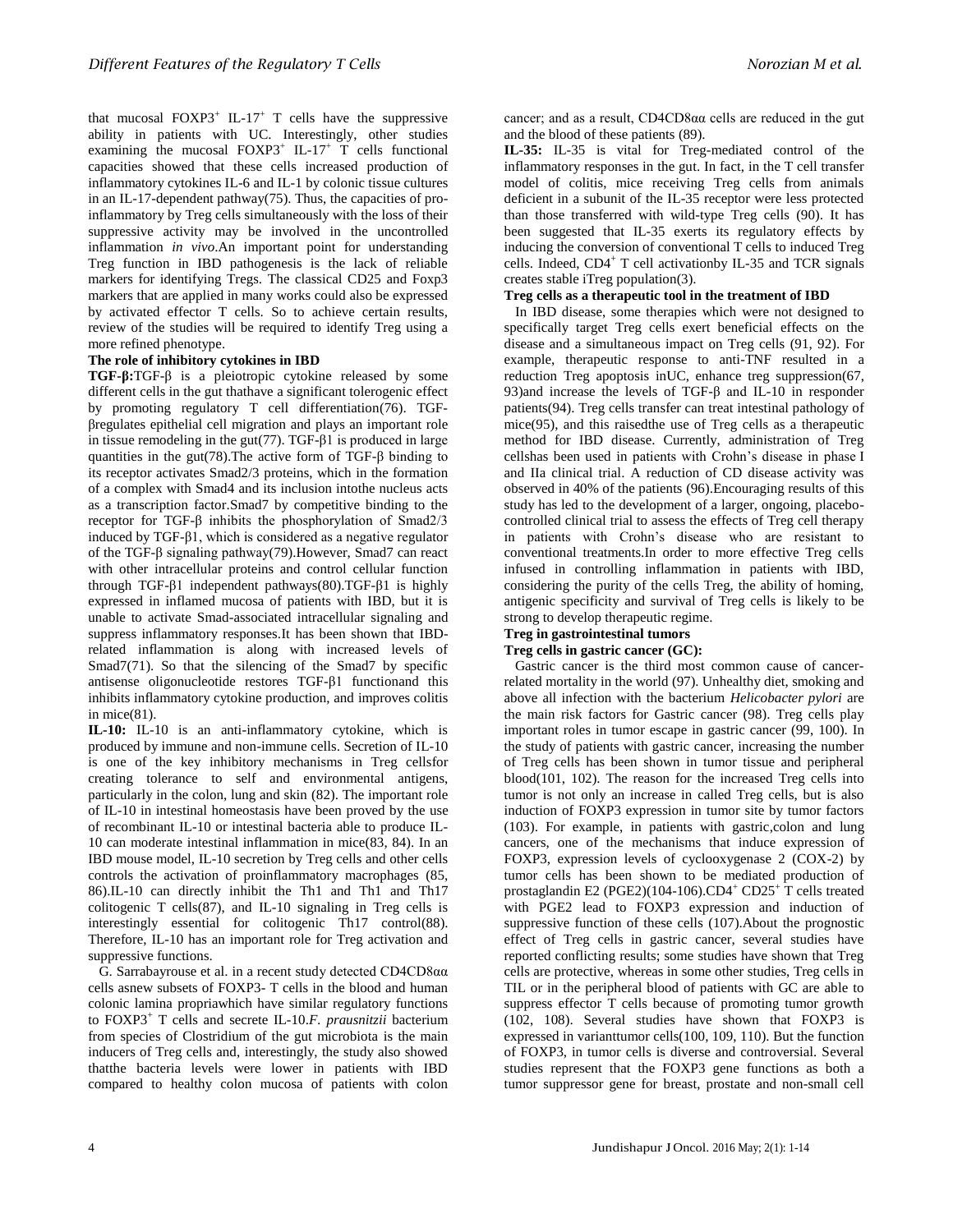that mucosal FOXP3+ IL-17+ T cells have the suppressive ability in patients with UC. Interestingly, other studies examining the mucosal FOXP3+ IL-17+ T cells functional capacities showed that these cells increased production of inflammatory cytokines IL-6 and IL-1 by colonic tissue cultures in an IL-17-dependent pathway(75). Thus, the capacities of pro-inflammatory by Treg cells simultaneously with the loss of their suppressive activity may be involved in the uncontrolled inflammation *in vivo*.An important point for understanding Treg function in IBD pathogenesis is the lack of reliable markers for identifying Tregs. The classical CD25 and Foxp3 markers that are applied in many works could also be expressed by activated effector T cells. So to achieve certain results, review of the studies will be required to identify Treg using a more refined phenotype.

**The role of inhibitory cytokines in IBD**

**TGF-β:**TGF-β is a pleiotropic cytokine released by some different cells in the gut thathave a significant tolerogenic effect by promoting regulatory T cell differentiation(76). TGF-βregulates epithelial cell migration and plays an important role in tissue remodeling in the gut(77). TGF-β1 is produced in large quantities in the gut(78).The active form of TGF-β binding to its receptor activates Smad2/3 proteins, which in the formation of a complex with Smad4 and its inclusion intothe nucleus acts as a transcription factor.Smad7 by competitive binding to the receptor for TGF-β inhibits the phosphorylation of Smad2/3 induced by TGF-β1, which is considered as a negative regulator of the TGF-β signaling pathway(79).However, Smad7 can react with other intracellular proteins and control cellular function through TGF-β1 independent pathways(80).TGF-β1 is highly expressed in inflamed mucosa of patients with IBD, but it is unable to activate Smad-associated intracellular signaling and suppress inflammatory responses.It has been shown that IBD-related inflammation is along with increased levels of Smad7(71). So that the silencing of the Smad7 by specific antisense oligonucleotide restores TGF-β1 functionand this inhibits inflammatory cytokine production, and improves colitis in mice(81).

**IL-10:** IL-10 is an anti-inflammatory cytokine, which is produced by immune and non-immune cells. Secretion of IL-10 is one of the key inhibitory mechanisms in Treg cellsfor creating tolerance to self and environmental antigens, particularly in the colon, lung and skin (82). The important role of IL-10 in intestinal homeostasis have been proved by the use of recombinant IL-10 or intestinal bacteria able to produce IL-10 can moderate intestinal inflammation in mice(83, 84). In an IBD mouse model, IL-10 secretion by Treg cells and other cells controls the activation of proinflammatory macrophages (85, 86).IL-10 can directly inhibit the Th1 and Th1 and Th17 colitogenic T cells(87), and IL-10 signaling in Treg cells is interestingly essential for colitogenic Th17 control(88). Therefore, IL-10 has an important role for Treg activation and suppressive functions.

G. Sarrabayrouse et al. in a recent study detected CD4CD8αα cells asnew subsets of FOXP3- T cells in the blood and human colonic lamina propriawhich have similar regulatory functions to FOXP3+ T cells and secrete IL-10.*F. prausnitzii* bacterium from species of Clostridium of the gut microbiota is the main inducers of Treg cells and, interestingly, the study also showed thatthe bacteria levels were lower in patients with IBD compared to healthy colon mucosa of patients with colon cancer; and as a result, CD4CD8αα cells are reduced in the gut and the blood of these patients (89).

**IL-35:** IL-35 is vital for Treg-mediated control of the inflammatory responses in the gut. In fact, in the T cell transfer model of colitis, mice receiving Treg cells from animals deficient in a subunit of the IL-35 receptor were less protected than those transferred with wild-type Treg cells (90). It has been suggested that IL-35 exerts its regulatory effects by inducing the conversion of conventional T cells to induced Treg cells. Indeed, CD4+ T cell activationby IL-35 and TCR signals creates stable iTreg population(3).

**Treg cells as a therapeutic tool in the treatment of IBD**

In IBD disease, some therapies which were not designed to specifically target Treg cells exert beneficial effects on the disease and a simultaneous impact on Treg cells (91, 92). For example, therapeutic response to anti-TNF resulted in a reduction Treg apoptosis inUC, enhance treg suppression(67, 93)and increase the levels of TGF-β and IL-10 in responder patients(94). Treg cells transfer can treat intestinal pathology of mice(95), and this raisedthe use of Treg cells as a therapeutic method for IBD disease. Currently, administration of Treg cellshas been used in patients with Crohn's disease in phase I and IIa clinical trial. A reduction of CD disease activity was observed in 40% of the patients (96).Encouraging results of this study has led to the development of a larger, ongoing, placebo-controlled clinical trial to assess the effects of Treg cell therapy in patients with Crohn's disease who are resistant to conventional treatments.In order to more effective Treg cells infused in controlling inflammation in patients with IBD, considering the purity of the cells Treg, the ability of homing, antigenic specificity and survival of Treg cells is likely to be strong to develop therapeutic regime.

**Treg in gastrointestinal tumors**

**Treg cells in gastric cancer (GC):**

Gastric cancer is the third most common cause of cancer-related mortality in the world (97). Unhealthy diet, smoking and above all infection with the bacterium *Helicobacter pylori* are the main risk factors for Gastric cancer (98). Treg cells play important roles in tumor escape in gastric cancer (99, 100). In the study of patients with gastric cancer, increasing the number of Treg cells has been shown in tumor tissue and peripheral blood(101, 102). The reason for the increased Treg cells into tumor is not only an increase in called Treg cells, but is also induction of FOXP3 expression in tumor site by tumor factors (103). For example, in patients with gastric,colon and lung cancers, one of the mechanisms that induce expression of FOXP3, expression levels of cyclooxygenase 2 (COX-2) by tumor cells has been shown to be mediated production of prostaglandin E2 (PGE2)(104-106).CD4+ CD25+ T cells treated with PGE2 lead to FOXP3 expression and induction of suppressive function of these cells (107).About the prognostic effect of Treg cells in gastric cancer, several studies have reported conflicting results; some studies have shown that Treg cells are protective, whereas in some other studies, Treg cells in TIL or in the peripheral blood of patients with GC are able to suppress effector T cells because of promoting tumor growth (102, 108). Several studies have shown that FOXP3 is expressed in varianttumor cells(100, 109, 110). But the function of FOXP3, in tumor cells is diverse and controversial. Several studies represent that the FOXP3 gene functions as both a tumor suppressor gene for breast, prostate and non-small cell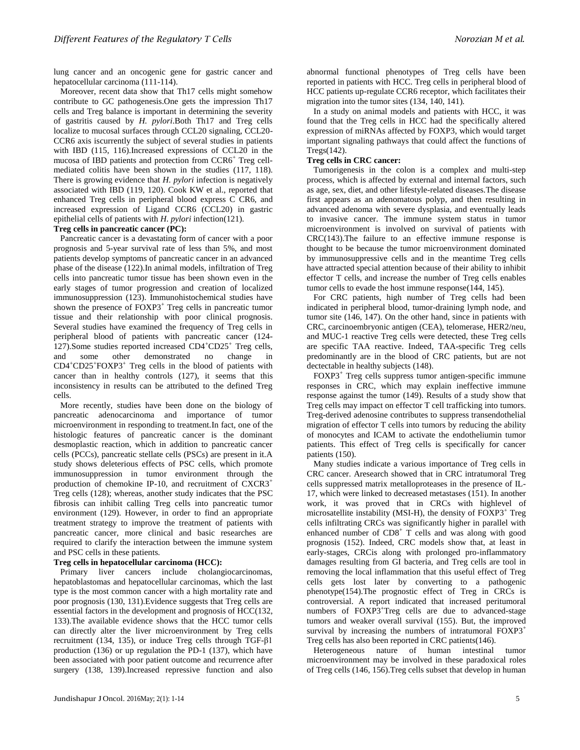lung cancer and an oncogenic gene for gastric cancer and hepatocellular carcinoma (111-114).

Moreover, recent data show that Th17 cells might somehow contribute to GC pathogenesis.One gets the impression Th17 cells and Treg balance is important in determining the severity of gastritis caused by *H. pylori*.Both Th17 and Treg cells localize to mucosal surfaces through CCL20 signaling, CCL20-CCR6 axis iscurrently the subject of several studies in patients with IBD (115, 116).Increased expressions of CCL20 in the mucosa of IBD patients and protection from $CCR6^{+}$ Treg cell-mediated colitis have been shown in the studies (117, 118). There is growing evidence that *H. pylori* infection is negatively associated with IBD (119, 120). Cook KW et al., reported that enhanced Treg cells in peripheral blood express C CR6, and increased expression of Ligand CCR6 (CCL20) in gastric epithelial cells of patients with *H. pylori* infection(121).

**Treg cells in pancreatic cancer (PC):**

Pancreatic cancer is a devastating form of cancer with a poor prognosis and 5-year survival rate of less than 5%, and most patients develop symptoms of pancreatic cancer in an advanced phase of the disease (122).In animal models, infiltration of Treg cells into pancreatic tumor tissue has been shown even in the early stages of tumor progression and creation of localized immunosuppression (123). Immunohistochemical studies have shown the presence of $FOXP3^{+}$ Treg cells in pancreatic tumor tissue and their relationship with poor clinical prognosis. Several studies have examined the frequency of Treg cells in peripheral blood of patients with pancreatic cancer (124-127).Some studies reported increased $CD4^{+}CD25^{+}$ Treg cells, and some other demonstrated no change in $CD4^{+}CD25^{+}FOXP3^{+}$ Treg cells in the blood of patients with cancer than in healthy controls (127), it seems that this inconsistency in results can be attributed to the defined Treg cells.

More recently, studies have been done on the biology of pancreatic adenocarcinoma and importance of tumor microenvironment in responding to treatment.In fact, one of the histologic features of pancreatic cancer is the dominant desmoplastic reaction, which in addition to pancreatic cancer cells (PCCs), pancreatic stellate cells (PSCs) are present in it.A study shows deleterious effects of PSC cells, which promote immunosuppression in tumor environment through the production of chemokine IP-10, and recruitment of $CXCR3^{+}$ Treg cells (128); whereas, another study indicates that the PSC fibrosis can inhibit calling Treg cells into pancreatic tumor environment (129). However, in order to find an appropriate treatment strategy to improve the treatment of patients with pancreatic cancer, more clinical and basic researches are required to clarify the interaction between the immune system and PSC cells in these patients.

**Treg cells in hepatocellular carcinoma (HCC):**

Primary liver cancers include cholangiocarcinomas, hepatoblastomas and hepatocellular carcinomas, which the last type is the most common cancer with a high mortality rate and poor prognosis (130, 131).Evidence suggests that Treg cells are essential factors in the development and prognosis of HCC(132, 133).The available evidence shows that the HCC tumor cells can directly alter the liver microenvironment by Treg cells recruitment (134, 135), or induce Treg cells through TGF-β1 production (136) or up regulation the PD-1 (137), which have been associated with poor patient outcome and recurrence after surgery (138, 139).Increased repressive function and also abnormal functional phenotypes of Treg cells have been reported in patients with HCC. Treg cells in peripheral blood of HCC patients up-regulate CCR6 receptor, which facilitates their migration into the tumor sites (134, 140, 141).

In a study on animal models and patients with HCC, it was found that the Treg cells in HCC had the specifically altered expression of miRNAs affected by FOXP3, which would target important signaling pathways that could affect the functions of Tregs(142).

**Treg cells in CRC cancer:**

Tumorigenesis in the colon is a complex and multi-step process, which is affected by external and internal factors, such as age, sex, diet, and other lifestyle-related diseases.The disease first appears as an adenomatous polyp, and then resulting in advanced adenoma with severe dysplasia, and eventually leads to invasive cancer. The immune system status in tumor microenvironment is involved on survival of patients with CRC(143).The failure to an effective immune response is thought to be because the tumor microenvironment dominated by immunosuppressive cells and in the meantime Treg cells have attracted special attention because of their ability to inhibit effector T cells, and increase the number of Treg cells enables tumor cells to evade the host immune response(144, 145).

For CRC patients, high number of Treg cells had been indicated in peripheral blood, tumor-draining lymph node, and tumor site (146, 147). On the other hand, since in patients with CRC, carcinoembryonic antigen (CEA), telomerase, HER2/neu, and MUC-1 reactive Treg cells were detected, these Treg cells are specific TAA reactive. Indeed, TAA-specific Treg cells predominantly are in the blood of CRC patients, but are not dectectable in healthy subjects (148).

$FOXP3^{+}$ Treg cells suppress tumor antigen-specific immune responses in CRC, which may explain ineffective immune response against the tumor (149). Results of a study show that Treg cells may impact on effector T cell trafficking into tumors. Treg-derived adenosine contributes to suppress transendothelial migration of effector T cells into tumors by reducing the ability of monocytes and ICAM to activate the endotheliumin tumor patients. This effect of Treg cells is specifically for cancer patients (150).

Many studies indicate a various importance of Treg cells in CRC cancer. Aresearch showed that in CRC intratumoral Treg cells suppressed matrix metalloproteases in the presence of IL-17, which were linked to decreased metastases (151). In another work, it was proved that in CRCs with highlevel of microsatellite instability (MSI-H), the density of $FOXP3^{+}$ Treg cells infiltrating CRCs was significantly higher in parallel with enhanced number of $CD8^{+}$ T cells and was along with good prognosis (152). Indeed, CRC models show that, at least in early-stages, CRCis along with prolonged pro-inflammatory damages resulting from GI bacteria, and Treg cells are tool in removing the local inflammation that this useful effect of Treg cells gets lost later by converting to a pathogenic phenotype(154).The prognostic effect of Treg in CRCs is controversial. A report indicated that increased peritumoral numbers of $FOXP3^{+}$Treg cells are due to advanced-stage tumors and weaker overall survival (155). But, the improved survival by increasing the numbers of intratumoral $FOXP3^{+}$ Treg cells has also been reported in CRC patients(146).

Heterogeneous nature of human intestinal tumor microenvironment may be involved in these paradoxical roles of Treg cells (146, 156).Treg cells subset that develop in human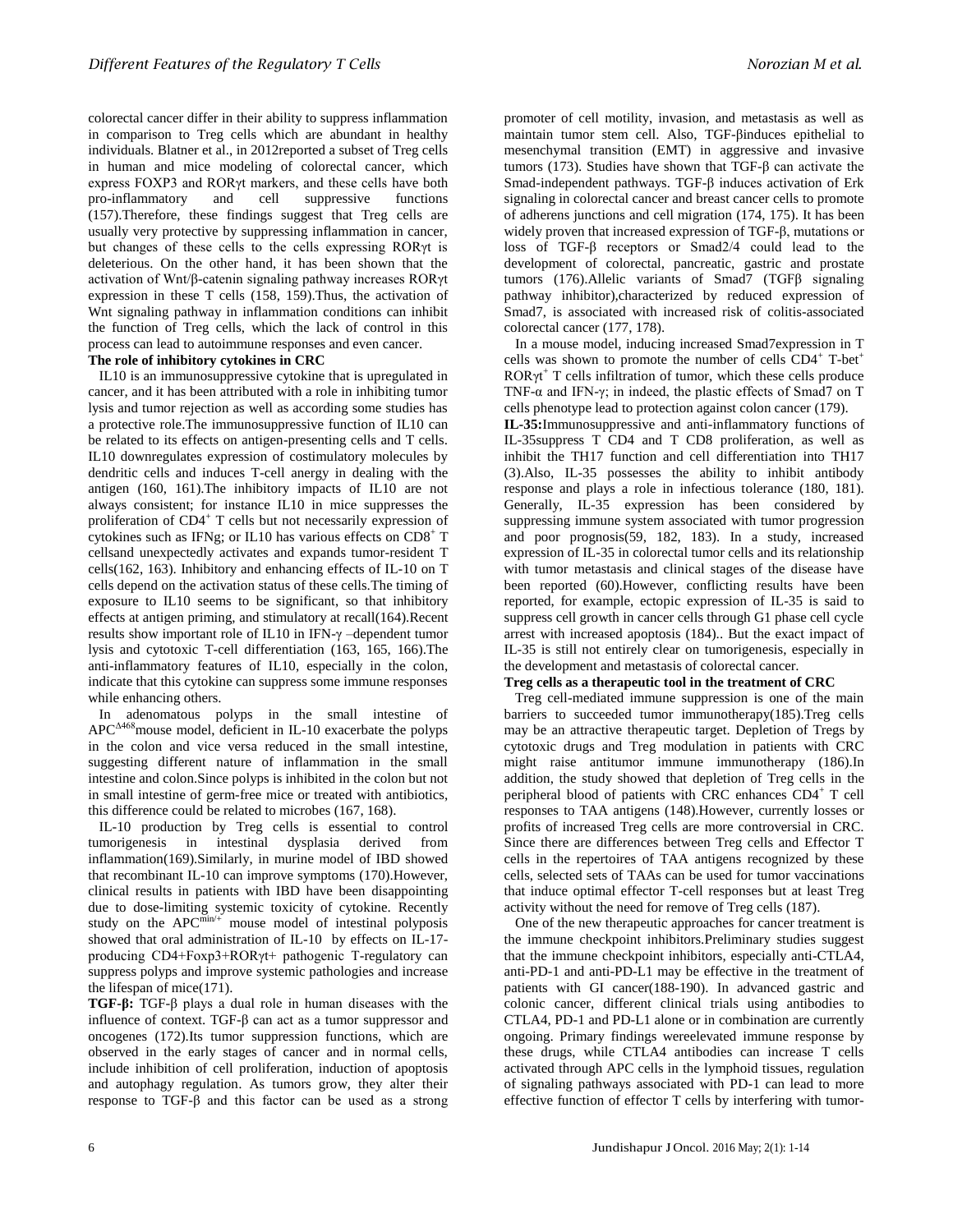colorectal cancer differ in their ability to suppress inflammation in comparison to Treg cells which are abundant in healthy individuals. Blatner et al., in 2012reported a subset of Treg cells in human and mice modeling of colorectal cancer, which express FOXP3 and RORγt markers, and these cells have both pro-inflammatory and cell suppressive functions (157).Therefore, these findings suggest that Treg cells are usually very protective by suppressing inflammation in cancer, but changes of these cells to the cells expressing RORγt is deleterious. On the other hand, it has been shown that the activation of Wnt/β-catenin signaling pathway increases RORγt expression in these T cells (158, 159).Thus, the activation of Wnt signaling pathway in inflammation conditions can inhibit the function of Treg cells, which the lack of control in this process can lead to autoimmune responses and even cancer.

**The role of inhibitory cytokines in CRC**

IL10 is an immunosuppressive cytokine that is upregulated in cancer, and it has been attributed with a role in inhibiting tumor lysis and tumor rejection as well as according some studies has a protective role.The immunosuppressive function of IL10 can be related to its effects on antigen-presenting cells and T cells. IL10 downregulates expression of costimulatory molecules by dendritic cells and induces T-cell anergy in dealing with the antigen (160, 161).The inhibitory impacts of IL10 are not always consistent; for instance IL10 in mice suppresses the proliferation of $CD4^+$ T cells but not necessarily expression of cytokines such as IFNg; or IL10 has various effects on $CD8^+$ T cellsand unexpectedly activates and expands tumor-resident T cells(162, 163). Inhibitory and enhancing effects of IL-10 on T cells depend on the activation status of these cells.The timing of exposure to IL10 seems to be significant, so that inhibitory effects at antigen priming, and stimulatory at recall(164).Recent results show important role of IL10 in IFN-γ –dependent tumor lysis and cytotoxic T-cell differentiation (163, 165, 166).The anti-inflammatory features of IL10, especially in the colon, indicate that this cytokine can suppress some immune responses while enhancing others.

In adenomatous polyps in the small intestine of $APC^{\Delta 468}$mouse model, deficient in IL-10 exacerbate the polyps in the colon and vice versa reduced in the small intestine, suggesting different nature of inflammation in the small intestine and colon.Since polyps is inhibited in the colon but not in small intestine of germ-free mice or treated with antibiotics, this difference could be related to microbes (167, 168).

IL-10 production by Treg cells is essential to control tumorigenesis in intestinal dysplasia derived from inflammation(169).Similarly, in murine model of IBD showed that recombinant IL-10 can improve symptoms (170).However, clinical results in patients with IBD have been disappointing due to dose-limiting systemic toxicity of cytokine. Recently study on the $APC^{min/+}$ mouse model of intestinal polyposis showed that oral administration of IL-10 by effects on IL-17-producing CD4+Foxp3+RORγt+ pathogenic T-regulatory can suppress polyps and improve systemic pathologies and increase the lifespan of mice(171).

**TGF-β:** TGF-β plays a dual role in human diseases with the influence of context. TGF-β can act as a tumor suppressor and oncogenes (172).Its tumor suppression functions, which are observed in the early stages of cancer and in normal cells, include inhibition of cell proliferation, induction of apoptosis and autophagy regulation. As tumors grow, they alter their response to TGF-β and this factor can be used as a strong promoter of cell motility, invasion, and metastasis as well as maintain tumor stem cell. Also, TGF-βinduces epithelial to mesenchymal transition (EMT) in aggressive and invasive tumors (173). Studies have shown that TGF-β can activate the Smad-independent pathways. TGF-β induces activation of Erk signaling in colorectal cancer and breast cancer cells to promote of adherens junctions and cell migration (174, 175). It has been widely proven that increased expression of TGF-β, mutations or loss of TGF-β receptors or Smad2/4 could lead to the development of colorectal, pancreatic, gastric and prostate tumors (176).Allelic variants of Smad7 (TGFβ signaling pathway inhibitor),characterized by reduced expression of Smad7, is associated with increased risk of colitis-associated colorectal cancer (177, 178).

In a mouse model, inducing increased Smad7expression in T cells was shown to promote the number of cells $CD4^+$ $T\text{-}bet^+$ $ROR\gamma t^+$ T cells infiltration of tumor, which these cells produce TNF-α and IFN-γ; in indeed, the plastic effects of Smad7 on T cells phenotype lead to protection against colon cancer (179).

**IL-35:**Immunosuppressive and anti-inflammatory functions of IL-35suppress T CD4 and T CD8 proliferation, as well as inhibit the TH17 function and cell differentiation into TH17 (3).Also, IL-35 possesses the ability to inhibit antibody response and plays a role in infectious tolerance (180, 181). Generally, IL-35 expression has been considered by suppressing immune system associated with tumor progression and poor prognosis(59, 182, 183). In a study, increased expression of IL-35 in colorectal tumor cells and its relationship with tumor metastasis and clinical stages of the disease have been reported (60).However, conflicting results have been reported, for example, ectopic expression of IL-35 is said to suppress cell growth in cancer cells through G1 phase cell cycle arrest with increased apoptosis (184).. But the exact impact of IL-35 is still not entirely clear on tumorigenesis, especially in the development and metastasis of colorectal cancer.

**Treg cells as a therapeutic tool in the treatment of CRC**

Treg cell-mediated immune suppression is one of the main barriers to succeeded tumor immunotherapy(185).Treg cells may be an attractive therapeutic target. Depletion of Tregs by cytotoxic drugs and Treg modulation in patients with CRC might raise antitumor immune immunotherapy (186).In addition, the study showed that depletion of Treg cells in the peripheral blood of patients with CRC enhances $CD4^+$ T cell responses to TAA antigens (148).However, currently losses or profits of increased Treg cells are more controversial in CRC. Since there are differences between Treg cells and Effector T cells in the repertoires of TAA antigens recognized by these cells, selected sets of TAAs can be used for tumor vaccinations that induce optimal effector T-cell responses but at least Treg activity without the need for remove of Treg cells (187).

One of the new therapeutic approaches for cancer treatment is the immune checkpoint inhibitors.Preliminary studies suggest that the immune checkpoint inhibitors, especially anti-CTLA4, anti-PD-1 and anti-PD-L1 may be effective in the treatment of patients with GI cancer(188-190). In advanced gastric and colonic cancer, different clinical trials using antibodies to CTLA4, PD-1 and PD-L1 alone or in combination are currently ongoing. Primary findings wereelevated immune response by these drugs, while CTLA4 antibodies can increase T cells activated through APC cells in the lymphoid tissues, regulation of signaling pathways associated with PD-1 can lead to more effective function of effector T cells by interfering with tumor-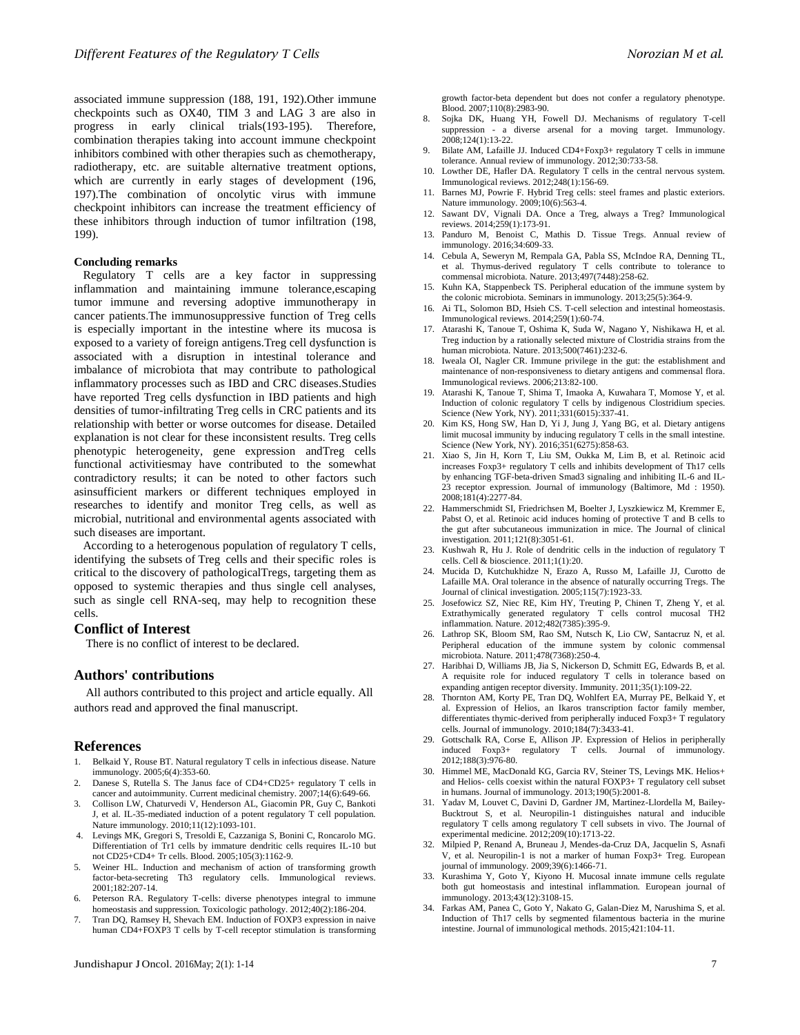associated immune suppression (188, 191, 192).Other immune checkpoints such as OX40, TIM 3 and LAG 3 are also in progress in early clinical trials(193-195). Therefore, combination therapies taking into account immune checkpoint inhibitors combined with other therapies such as chemotherapy, radiotherapy, etc. are suitable alternative treatment options, which are currently in early stages of development (196, 197).The combination of oncolytic virus with immune checkpoint inhibitors can increase the treatment efficiency of these inhibitors through induction of tumor infiltration (198, 199).

**Concluding remarks**

Regulatory T cells are a key factor in suppressing inflammation and maintaining immune tolerance,escaping tumor immune and reversing adoptive immunotherapy in cancer patients.The immunosuppressive function of Treg cells is especially important in the intestine where its mucosa is exposed to a variety of foreign antigens.Treg cell dysfunction is associated with a disruption in intestinal tolerance and imbalance of microbiota that may contribute to pathological inflammatory processes such as IBD and CRC diseases.Studies have reported Treg cells dysfunction in IBD patients and high densities of tumor-infiltrating Treg cells in CRC patients and its relationship with better or worse outcomes for disease. Detailed explanation is not clear for these inconsistent results. Treg cells phenotypic heterogeneity, gene expression andTreg cells functional activitiesmay have contributed to the somewhat contradictory results; it can be noted to other factors such asinsufficient markers or different techniques employed in researches to identify and monitor Treg cells, as well as microbial, nutritional and environmental agents associated with such diseases are important.

According to a heterogenous population of regulatory T cells, identifying the subsets of Treg cells and their specific roles is critical to the discovery of pathologicalTregs, targeting them as opposed to systemic therapies and thus single cell analyses, such as single cell RNA-seq, may help to recognition these cells.

## Conflict of Interest

There is no conflict of interest to be declared.

## Authors' contributions

All authors contributed to this project and article equally. All authors read and approved the final manuscript.

## References

1. Belkaid Y, Rouse BT. Natural regulatory T cells in infectious disease. Nature immunology. 2005;6(4):353-60.
2. Danese S, Rutella S. The Janus face of CD4+CD25+ regulatory T cells in cancer and autoimmunity. Current medicinal chemistry. 2007;14(6):649-66.
3. Collison LW, Chaturvedi V, Henderson AL, Giacomin PR, Guy C, Bankoti J, et al. IL-35-mediated induction of a potent regulatory T cell population. Nature immunology. 2010;11(12):1093-101.
4. Levings MK, Gregori S, Tresoldi E, Cazzaniga S, Bonini C, Roncarolo MG. Differentiation of Tr1 cells by immature dendritic cells requires IL-10 but not CD25+CD4+ Tr cells. Blood. 2005;105(3):1162-9.
5. Weiner HL. Induction and mechanism of action of transforming growth factor-beta-secreting Th3 regulatory cells. Immunological reviews. 2001;182:207-14.
6. Peterson RA. Regulatory T-cells: diverse phenotypes integral to immune homeostasis and suppression. Toxicologic pathology. 2012;40(2):186-204.
7. Tran DQ, Ramsey H, Shevach EM. Induction of FOXP3 expression in naive human CD4+FOXP3 T cells by T-cell receptor stimulation is transforming growth factor-beta dependent but does not confer a regulatory phenotype. Blood. 2007;110(8):2983-90.
8. Sojka DK, Huang YH, Fowell DJ. Mechanisms of regulatory T-cell suppression - a diverse arsenal for a moving target. Immunology. 2008;124(1):13-22.
9. Bilate AM, Lafaille JJ. Induced CD4+Foxp3+ regulatory T cells in immune tolerance. Annual review of immunology. 2012;30:733-58.
10. Lowther DE, Hafler DA. Regulatory T cells in the central nervous system. Immunological reviews. 2012;248(1):156-69.
11. Barnes MJ, Powrie F. Hybrid Treg cells: steel frames and plastic exteriors. Nature immunology. 2009;10(6):563-4.
12. Sawant DV, Vignali DA. Once a Treg, always a Treg? Immunological reviews. 2014;259(1):173-91.
13. Panduro M, Benoist C, Mathis D. Tissue Tregs. Annual review of immunology. 2016;34:609-33.
14. Cebula A, Seweryn M, Rempala GA, Pabla SS, McIndoe RA, Denning TL, et al. Thymus-derived regulatory T cells contribute to tolerance to commensal microbiota. Nature. 2013;497(7448):258-62.
15. Kuhn KA, Stappenbeck TS. Peripheral education of the immune system by the colonic microbiota. Seminars in immunology. 2013;25(5):364-9.
16. Ai TL, Solomon BD, Hsieh CS. T-cell selection and intestinal homeostasis. Immunological reviews. 2014;259(1):60-74.
17. Atarashi K, Tanoue T, Oshima K, Suda W, Nagano Y, Nishikawa H, et al. Treg induction by a rationally selected mixture of Clostridia strains from the human microbiota. Nature. 2013;500(7461):232-6.
18. Iweala OI, Nagler CR. Immune privilege in the gut: the establishment and maintenance of non-responsiveness to dietary antigens and commensal flora. Immunological reviews. 2006;213:82-100.
19. Atarashi K, Tanoue T, Shima T, Imaoka A, Kuwahara T, Momose Y, et al. Induction of colonic regulatory T cells by indigenous Clostridium species. Science (New York, NY). 2011;331(6015):337-41.
20. Kim KS, Hong SW, Han D, Yi J, Jung J, Yang BG, et al. Dietary antigens limit mucosal immunity by inducing regulatory T cells in the small intestine. Science (New York, NY). 2016;351(6275):858-63.
21. Xiao S, Jin H, Korn T, Liu SM, Oukka M, Lim B, et al. Retinoic acid increases Foxp3+ regulatory T cells and inhibits development of Th17 cells by enhancing TGF-beta-driven Smad3 signaling and inhibiting IL-6 and IL-23 receptor expression. Journal of immunology (Baltimore, Md : 1950). 2008;181(4):2277-84.
22. Hammerschmidt SI, Friedrichsen M, Boelter J, Lyszkiewicz M, Kremmer E, Pabst O, et al. Retinoic acid induces homing of protective T and B cells to the gut after subcutaneous immunization in mice. The Journal of clinical investigation. 2011;121(8):3051-61.
23. Kushwah R, Hu J. Role of dendritic cells in the induction of regulatory T cells. Cell & bioscience. 2011;1(1):20.
24. Mucida D, Kutchukhidze N, Erazo A, Russo M, Lafaille JJ, Curotto de Lafaille MA. Oral tolerance in the absence of naturally occurring Tregs. The Journal of clinical investigation. 2005;115(7):1923-33.
25. Josefowicz SZ, Niec RE, Kim HY, Treuting P, Chinen T, Zheng Y, et al. Extrathymically generated regulatory T cells control mucosal TH2 inflammation. Nature. 2012;482(7385):395-9.
26. Lathrop SK, Bloom SM, Rao SM, Nutsch K, Lio CW, Santacruz N, et al. Peripheral education of the immune system by colonic commensal microbiota. Nature. 2011;478(7368):250-4.
27. Haribhai D, Williams JB, Jia S, Nickerson D, Schmitt EG, Edwards B, et al. A requisite role for induced regulatory T cells in tolerance based on expanding antigen receptor diversity. Immunity. 2011;35(1):109-22.
28. Thornton AM, Korty PE, Tran DQ, Wohlfert EA, Murray PE, Belkaid Y, et al. Expression of Helios, an Ikaros transcription factor family member, differentiates thymic-derived from peripherally induced Foxp3+ T regulatory cells. Journal of immunology. 2010;184(7):3433-41.
29. Gottschalk RA, Corse E, Allison JP. Expression of Helios in peripherally induced Foxp3+ regulatory T cells. Journal of immunology. 2012;188(3):976-80.
30. Himmel ME, MacDonald KG, Garcia RV, Steiner TS, Levings MK. Helios+ and Helios- cells coexist within the natural FOXP3+ T regulatory cell subset in humans. Journal of immunology. 2013;190(5):2001-8.
31. Yadav M, Louvet C, Davini D, Gardner JM, Martinez-Llordella M, Bailey-Bucktrout S, et al. Neuropilin-1 distinguishes natural and inducible regulatory T cells among regulatory T cell subsets in vivo. The Journal of experimental medicine. 2012;209(10):1713-22.
32. Milpied P, Renand A, Bruneau J, Mendes-da-Cruz DA, Jacquelin S, Asnafi V, et al. Neuropilin-1 is not a marker of human Foxp3+ Treg. European journal of immunology. 2009;39(6):1466-71.
33. Kurashima Y, Goto Y, Kiyono H. Mucosal innate immune cells regulate both gut homeostasis and intestinal inflammation. European journal of immunology. 2013;43(12):3108-15.
34. Farkas AM, Panea C, Goto Y, Nakato G, Galan-Diez M, Narushima S, et al. Induction of Th17 cells by segmented filamentous bacteria in the murine intestine. Journal of immunological methods. 2015;421:104-11.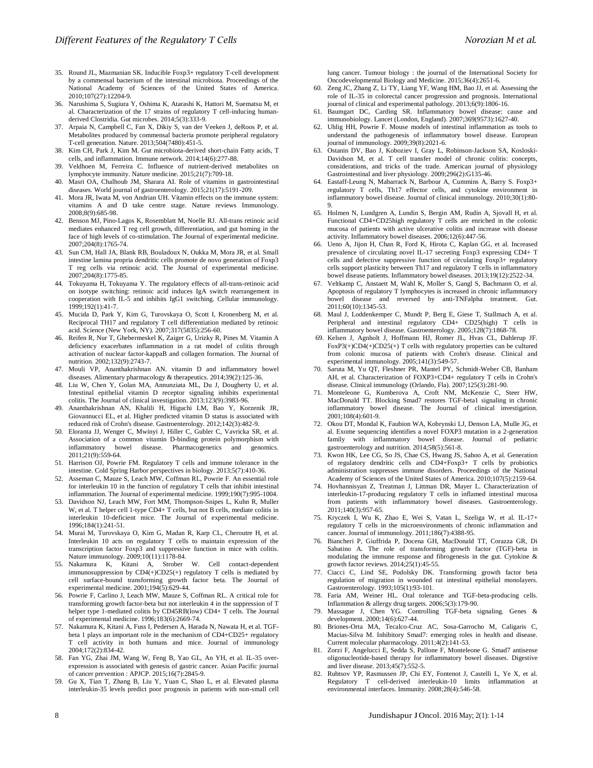35. Round JL, Mazmanian SK. Inducible Foxp3+ regulatory T-cell development by a commensal bacterium of the intestinal microbiota. Proceedings of the National Academy of Sciences of the United States of America. 2010;107(27):12204-9.
36. Narushima S, Sugiura Y, Oshima K, Atarashi K, Hattori M, Suematsu M, et al. Characterization of the 17 strains of regulatory T cell-inducing human-derived Clostridia. Gut microbes. 2014;5(3):333-9.
37. Arpaia N, Campbell C, Fan X, Dikiy S, van der Veeken J, deRoos P, et al. Metabolites produced by commensal bacteria promote peripheral regulatory T-cell generation. Nature. 2013;504(7480):451-5.
38. Kim CH, Park J, Kim M. Gut microbiota-derived short-chain Fatty acids, T cells, and inflammation. Immune network. 2014;14(6):277-88.
39. Veldhoen M, Ferreira C. Influence of nutrient-derived metabolites on lymphocyte immunity. Nature medicine. 2015;21(7):709-18.
40. Masri OA, Chalhoub JM, Sharara AI. Role of vitamins in gastrointestinal diseases. World journal of gastroenterology. 2015;21(17):5191-209.
41. Mora JR, Iwata M, von Andrian UH. Vitamin effects on the immune system: vitamins A and D take centre stage. Nature reviews Immunology. 2008;8(9):685-98.
42. Benson MJ, Pino-Lagos K, Rosemblatt M, Noelle RJ. All-trans retinoic acid mediates enhanced T reg cell growth, differentiation, and gut homing in the face of high levels of co-stimulation. The Journal of experimental medicine. 2007;204(8):1765-74.
43. Sun CM, Hall JA, Blank RB, Bouladoux N, Oukka M, Mora JR, et al. Small intestine lamina propria dendritic cells promote de novo generation of Foxp3 T reg cells via retinoic acid. The Journal of experimental medicine. 2007;204(8):1775-85.
44. Tokuyama H, Tokuyama Y. The regulatory effects of all-trans-retinoic acid on isotype switching: retinoic acid induces IgA switch rearrangement in cooperation with IL-5 and inhibits IgG1 switching. Cellular immunology. 1999;192(1):41-7.
45. Mucida D, Park Y, Kim G, Turovskaya O, Scott I, Kronenberg M, et al. Reciprocal TH17 and regulatory T cell differentiation mediated by retinoic acid. Science (New York, NY). 2007;317(5835):256-60.
46. Reifen R, Nur T, Ghebermeskel K, Zaiger G, Urizky R, Pines M. Vitamin A deficiency exacerbates inflammation in a rat model of colitis through activation of nuclear factor-kappaB and collagen formation. The Journal of nutrition. 2002;132(9):2743-7.
47. Mouli VP, Ananthakrishnan AN. vitamin D and inflammatory bowel diseases. Alimentary pharmacology & therapeutics. 2014;39(2):125-36.
48. Liu W, Chen Y, Golan MA, Annunziata ML, Du J, Dougherty U, et al. Intestinal epithelial vitamin D receptor signaling inhibits experimental colitis. The Journal of clinical investigation. 2013;123(9):3983-96.
49. Ananthakrishnan AN, Khalili H, Higuchi LM, Bao Y, Korzenik JR, Giovannucci EL, et al. Higher predicted vitamin D status is associated with reduced risk of Crohn's disease. Gastroenterology. 2012;142(3):482-9.
50. Eloranta JJ, Wenger C, Mwinyi J, Hiller C, Gubler C, Vavricka SR, et al. Association of a common vitamin D-binding protein polymorphism with inflammatory bowel disease. Pharmacogenetics and genomics. 2011;21(9):559-64.
51. Harrison OJ, Powrie FM. Regulatory T cells and immune tolerance in the intestine. Cold Spring Harbor perspectives in biology. 2013;5(7):410-36.
52. Asseman C, Mauze S, Leach MW, Coffman RL, Powrie F. An essential role for interleukin 10 in the function of regulatory T cells that inhibit intestinal inflammation. The Journal of experimental medicine. 1999;190(7):995-1004.
53. Davidson NJ, Leach MW, Fort MM, Thompson-Snipes L, Kuhn R, Muller W, et al. T helper cell 1-type CD4+ T cells, but not B cells, mediate colitis in interleukin 10-deficient mice. The Journal of experimental medicine. 1996;184(1):241-51.
54. Murai M, Turovskaya O, Kim G, Madan R, Karp CL, Cheroutre H, et al. Interleukin 10 acts on regulatory T cells to maintain expression of the transcription factor Foxp3 and suppressive function in mice with colitis. Nature immunology. 2009;10(11):1178-84.
55. Nakamura K, Kitani A, Strober W. Cell contact-dependent immunosuppression by CD4(+)CD25(+) regulatory T cells is mediated by cell surface-bound transforming growth factor beta. The Journal of experimental medicine. 2001;194(5):629-44.
56. Powrie F, Carlino J, Leach MW, Mauze S, Coffman RL. A critical role for transforming growth factor-beta but not interleukin 4 in the suppression of T helper type 1-mediated colitis by CD45RB(low) CD4+ T cells. The Journal of experimental medicine. 1996;183(6):2669-74.
57. Nakamura K, Kitani A, Fuss I, Pedersen A, Harada N, Nawata H, et al. TGF-beta 1 plays an important role in the mechanism of CD4+CD25+ regulatory T cell activity in both humans and mice. Journal of immunology 2004;172(2):834-42.
58. Fan YG, Zhai JM, Wang W, Feng B, Yao GL, An YH, et al. IL-35 over-expression is associated with genesis of gastric cancer. Asian Pacific journal of cancer prevention : APJCP. 2015;16(7):2845-9.
59. Gu X, Tian T, Zhang B, Liu Y, Yuan C, Shao L, et al. Elevated plasma interleukin-35 levels predict poor prognosis in patients with non-small cell lung cancer. Tumour biology : the journal of the International Society for Oncodevelopmental Biology and Medicine. 2015;36(4):2651-6.
60. Zeng JC, Zhang Z, Li TY, Liang YF, Wang HM, Bao JJ, et al. Assessing the role of IL-35 in colorectal cancer progression and prognosis. International journal of clinical and experimental pathology. 2013;6(9):1806-16.
61. Baumgart DC, Carding SR. Inflammatory bowel disease: cause and immunobiology. Lancet (London, England). 2007;369(9573):1627-40.
62. Uhlig HH, Powrie F. Mouse models of intestinal inflammation as tools to understand the pathogenesis of inflammatory bowel disease. European journal of immunology. 2009;39(8):2021-6.
63. Ostanin DV, Bao J, Koboziev I, Gray L, Robinson-Jackson SA, Kosloski-Davidson M, et al. T cell transfer model of chronic colitis: concepts, considerations, and tricks of the trade. American journal of physiology Gastrointestinal and liver physiology. 2009;296(2):G135-46.
64. Eastaff-Leung N, Mabarrack N, Barbour A, Cummins A, Barry S. Foxp3+ regulatory T cells, Th17 effector cells, and cytokine environment in inflammatory bowel disease. Journal of clinical immunology. 2010;30(1):80-9.
65. Holmen N, Lundgren A, Lundin S, Bergin AM, Rudin A, Sjovall H, et al. Functional CD4+CD25high regulatory T cells are enriched in the colonic mucosa of patients with active ulcerative colitis and increase with disease activity. Inflammatory bowel diseases. 2006;12(6):447-56.
66. Ueno A, Jijon H, Chan R, Ford K, Hirota C, Kaplan GG, et al. Increased prevalence of circulating novel IL-17 secreting Foxp3 expressing CD4+ T cells and defective suppressive function of circulating Foxp3+ regulatory cells support plasticity between Th17 and regulatory T cells in inflammatory bowel disease patients. Inflammatory bowel diseases. 2013;19(12):2522-34.
67. Veltkamp C, Anstaett M, Wahl K, Moller S, Gangl S, Bachmann O, et al. Apoptosis of regulatory T lymphocytes is increased in chronic inflammatory bowel disease and reversed by anti-TNFalpha treatment. Gut. 2011;60(10):1345-53.
68. Maul J, Loddenkemper C, Mundt P, Berg E, Giese T, Stallmach A, et al. Peripheral and intestinal regulatory CD4+ CD25(high) T cells in inflammatory bowel disease. Gastroenterology. 2005;128(7):1868-78.
69. Kelsen J, Agnholt J, Hoffmann HJ, Romer JL, Hvas CL, Dahlerup JF. FoxP3(+)CD4(+)CD25(+) T cells with regulatory properties can be cultured from colonic mucosa of patients with Crohn's disease. Clinical and experimental immunology. 2005;141(3):549-57.
70. Saruta M, Yu QT, Fleshner PR, Mantel PY, Schmidt-Weber CB, Banham AH, et al. Characterization of FOXP3+CD4+ regulatory T cells in Crohn's disease. Clinical immunology (Orlando, Fla). 2007;125(3):281-90.
71. Monteleone G, Kumberova A, Croft NM, McKenzie C, Steer HW, MacDonald TT. Blocking Smad7 restores TGF-beta1 signaling in chronic inflammatory bowel disease. The Journal of clinical investigation. 2001;108(4):601-9.
72. Okou DT, Mondal K, Faubion WA, Kobrynski LJ, Denson LA, Mulle JG, et al. Exome sequencing identifies a novel FOXP3 mutation in a 2-generation family with inflammatory bowel disease. Journal of pediatric gastroenterology and nutrition. 2014;58(5):561-8.
73. Kwon HK, Lee CG, So JS, Chae CS, Hwang JS, Sahoo A, et al. Generation of regulatory dendritic cells and CD4+Foxp3+ T cells by probiotics administration suppresses immune disorders. Proceedings of the National Academy of Sciences of the United States of America. 2010;107(5):2159-64.
74. Hovhannisyan Z, Treatman J, Littman DR, Mayer L. Characterization of interleukin-17-producing regulatory T cells in inflamed intestinal mucosa from patients with inflammatory bowel diseases. Gastroenterology. 2011;140(3):957-65.
75. Kryczek I, Wu K, Zhao E, Wei S, Vatan L, Szeliga W, et al. IL-17+ regulatory T cells in the microenvironments of chronic inflammation and cancer. Journal of immunology. 2011;186(7):4388-95.
76. Biancheri P, Giuffrida P, Docena GH, MacDonald TT, Corazza GR, Di Sabatino A. The role of transforming growth factor (TGF)-beta in modulating the immune response and fibrogenesis in the gut. Cytokine & growth factor reviews. 2014;25(1):45-55.
77. Ciacci C, Lind SE, Podolsky DK. Transforming growth factor beta regulation of migration in wounded rat intestinal epithelial monolayers. Gastroenterology. 1993;105(1):93-101.
78. Faria AM, Weiner HL. Oral tolerance and TGF-beta-producing cells. Inflammation & allergy drug targets. 2006;5(3):179-90.
79. Massague J, Chen YG. Controlling TGF-beta signaling. Genes & development. 2000;14(6):627-44.
80. Briones-Orta MA, Tecalco-Cruz AC, Sosa-Garrocho M, Caligaris C, Macias-Silva M. Inhibitory Smad7: emerging roles in health and disease. Current molecular pharmacology. 2011;4(2):141-53.
81. Zorzi F, Angelucci E, Sedda S, Pallone F, Monteleone G. Smad7 antisense oligonucleotide-based therapy for inflammatory bowel diseases. Digestive and liver disease. 2013;45(7):552-5.
82. Rubtsov YP, Rasmussen JP, Chi EY, Fontenot J, Castelli L, Ye X, et al. Regulatory T cell-derived interleukin-10 limits inflammation at environmental interfaces. Immunity. 2008;28(4):546-58.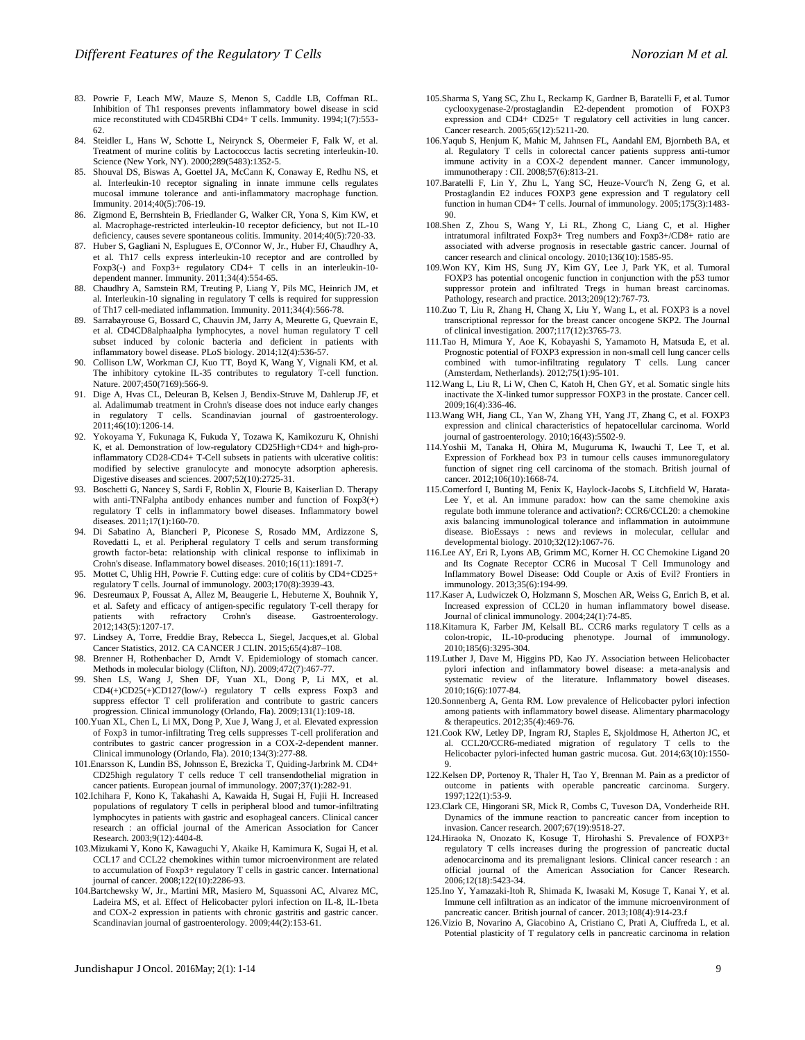83. Powrie F, Leach MW, Mauze S, Menon S, Caddle LB, Coffman RL. Inhibition of Th1 responses prevents inflammatory bowel disease in scid mice reconstituted with CD45RBhi CD4+ T cells. Immunity. 1994;1(7):553-62.
84. Steidler L, Hans W, Schotte L, Neirynck S, Obermeier F, Falk W, et al. Treatment of murine colitis by Lactococcus lactis secreting interleukin-10. Science (New York, NY). 2000;289(5483):1352-5.
85. Shouval DS, Biswas A, Goettel JA, McCann K, Conaway E, Redhu NS, et al. Interleukin-10 receptor signaling in innate immune cells regulates mucosal immune tolerance and anti-inflammatory macrophage function. Immunity. 2014;40(5):706-19.
86. Zigmond E, Bernshtein B, Friedlander G, Walker CR, Yona S, Kim KW, et al. Macrophage-restricted interleukin-10 receptor deficiency, but not IL-10 deficiency, causes severe spontaneous colitis. Immunity. 2014;40(5):720-33.
87. Huber S, Gagliani N, Esplugues E, O'Connor W, Jr., Huber FJ, Chaudhry A, et al. Th17 cells express interleukin-10 receptor and are controlled by Foxp3(-) and Foxp3+ regulatory CD4+ T cells in an interleukin-10-dependent manner. Immunity. 2011;34(4):554-65.
88. Chaudhry A, Samstein RM, Treuting P, Liang Y, Pils MC, Heinrich JM, et al. Interleukin-10 signaling in regulatory T cells is required for suppression of Th17 cell-mediated inflammation. Immunity. 2011;34(4):566-78.
89. Sarrabayrouse G, Bossard C, Chauvin JM, Jarry A, Meurette G, Quevrain E, et al. CD4CD8alphaalpha lymphocytes, a novel human regulatory T cell subset induced by colonic bacteria and deficient in patients with inflammatory bowel disease. PLoS biology. 2014;12(4):536-57.
90. Collison LW, Workman CJ, Kuo TT, Boyd K, Wang Y, Vignali KM, et al. The inhibitory cytokine IL-35 contributes to regulatory T-cell function. Nature. 2007;450(7169):566-9.
91. Dige A, Hvas CL, Deleuran B, Kelsen J, Bendix-Struve M, Dahlerup JF, et al. Adalimumab treatment in Crohn's disease does not induce early changes in regulatory T cells. Scandinavian journal of gastroenterology. 2011;46(10):1206-14.
92. Yokoyama Y, Fukunaga K, Fukuda Y, Tozawa K, Kamikozuru K, Ohnishi K, et al. Demonstration of low-regulatory CD25High+CD4+ and high-pro-inflammatory CD28-CD4+ T-Cell subsets in patients with ulcerative colitis: modified by selective granulocyte and monocyte adsorption apheresis. Digestive diseases and sciences. 2007;52(10):2725-31.
93. Boschetti G, Nancey S, Sardi F, Roblin X, Flourie B, Kaiserlian D. Therapy with anti-TNFalpha antibody enhances number and function of Foxp3(+) regulatory T cells in inflammatory bowel diseases. Inflammatory bowel diseases. 2011;17(1):160-70.
94. Di Sabatino A, Biancheri P, Piconese S, Rosado MM, Ardizzone S, Rovedatti L, et al. Peripheral regulatory T cells and serum transforming growth factor-beta: relationship with clinical response to infliximab in Crohn's disease. Inflammatory bowel diseases. 2010;16(11):1891-7.
95. Mottet C, Uhlig HH, Powrie F. Cutting edge: cure of colitis by CD4+CD25+ regulatory T cells. Journal of immunology. 2003;170(8):3939-43.
96. Desreumaux P, Foussat A, Allez M, Beaugerie L, Hebuterne X, Bouhnik Y, et al. Safety and efficacy of antigen-specific regulatory T-cell therapy for patients with refractory Crohn's disease. Gastroenterology. 2012;143(5):1207-17.
97. Lindsey A, Torre, Freddie Bray, Rebecca L, Siegel, Jacques,et al. Global Cancer Statistics, 2012. CA CANCER J CLIN. 2015;65(4):87–108.
98. Brenner H, Rothenbacher D, Arndt V. Epidemiology of stomach cancer. Methods in molecular biology (Clifton, NJ). 2009;472(7):467-77.
99. Shen LS, Wang J, Shen DF, Yuan XL, Dong P, Li MX, et al. CD4(+)CD25(+)CD127(low/-) regulatory T cells express Foxp3 and suppress effector T cell proliferation and contribute to gastric cancers progression. Clinical immunology (Orlando, Fla). 2009;131(1):109-18.
100. Yuan XL, Chen L, Li MX, Dong P, Xue J, Wang J, et al. Elevated expression of Foxp3 in tumor-infiltrating Treg cells suppresses T-cell proliferation and contributes to gastric cancer progression in a COX-2-dependent manner. Clinical immunology (Orlando, Fla). 2010;134(3):277-88.
101. Enarsson K, Lundin BS, Johnsson E, Brezicka T, Quiding-Jarbrink M. CD4+ CD25high regulatory T cells reduce T cell transendothelial migration in cancer patients. European journal of immunology. 2007;37(1):282-91.
102. Ichihara F, Kono K, Takahashi A, Kawaida H, Sugai H, Fujii H. Increased populations of regulatory T cells in peripheral blood and tumor-infiltrating lymphocytes in patients with gastric and esophageal cancers. Clinical cancer research : an official journal of the American Association for Cancer Research. 2003;9(12):4404-8.
103. Mizukami Y, Kono K, Kawaguchi Y, Akaike H, Kamimura K, Sugai H, et al. CCL17 and CCL22 chemokines within tumor microenvironment are related to accumulation of Foxp3+ regulatory T cells in gastric cancer. International journal of cancer. 2008;122(10):2286-93.
104. Bartchewsky W, Jr., Martini MR, Masiero M, Squassoni AC, Alvarez MC, Ladeira MS, et al. Effect of Helicobacter pylori infection on IL-8, IL-1beta and COX-2 expression in patients with chronic gastritis and gastric cancer. Scandinavian journal of gastroenterology. 2009;44(2):153-61.
105. Sharma S, Yang SC, Zhu L, Reckamp K, Gardner B, Baratelli F, et al. Tumor cyclooxygenase-2/prostaglandin E2-dependent promotion of FOXP3 expression and CD4+ CD25+ T regulatory cell activities in lung cancer. Cancer research. 2005;65(12):5211-20.
106. Yaqub S, Henjum K, Mahic M, Jahnsen FL, Aandahl EM, Bjornbeth BA, et al. Regulatory T cells in colorectal cancer patients suppress anti-tumor immune activity in a COX-2 dependent manner. Cancer immunology, immunotherapy : CII. 2008;57(6):813-21.
107. Baratelli F, Lin Y, Zhu L, Yang SC, Heuze-Vourc'h N, Zeng G, et al. Prostaglandin E2 induces FOXP3 gene expression and T regulatory cell function in human CD4+ T cells. Journal of immunology. 2005;175(3):1483-90.
108. Shen Z, Zhou S, Wang Y, Li RL, Zhong C, Liang C, et al. Higher intratumoral infiltrated Foxp3+ Treg numbers and Foxp3+/CD8+ ratio are associated with adverse prognosis in resectable gastric cancer. Journal of cancer research and clinical oncology. 2010;136(10):1585-95.
109. Won KY, Kim HS, Sung JY, Kim GY, Lee J, Park YK, et al. Tumoral FOXP3 has potential oncogenic function in conjunction with the p53 tumor suppressor protein and infiltrated Tregs in human breast carcinomas. Pathology, research and practice. 2013;209(12):767-73.
110. Zuo T, Liu R, Zhang H, Chang X, Liu Y, Wang L, et al. FOXP3 is a novel transcriptional repressor for the breast cancer oncogene SKP2. The Journal of clinical investigation. 2007;117(12):3765-73.
111. Tao H, Mimura Y, Aoe K, Kobayashi S, Yamamoto H, Matsuda E, et al. Prognostic potential of FOXP3 expression in non-small cell lung cancer cells combined with tumor-infiltrating regulatory T cells. Lung cancer (Amsterdam, Netherlands). 2012;75(1):95-101.
112. Wang L, Liu R, Li W, Chen C, Katoh H, Chen GY, et al. Somatic single hits inactivate the X-linked tumor suppressor FOXP3 in the prostate. Cancer cell. 2009;16(4):336-46.
113. Wang WH, Jiang CL, Yan W, Zhang YH, Yang JT, Zhang C, et al. FOXP3 expression and clinical characteristics of hepatocellular carcinoma. World journal of gastroenterology. 2010;16(43):5502-9.
114. Yoshii M, Tanaka H, Ohira M, Muguruma K, Iwauchi T, Lee T, et al. Expression of Forkhead box P3 in tumour cells causes immunoregulatory function of signet ring cell carcinoma of the stomach. British journal of cancer. 2012;106(10):1668-74.
115. Comerford I, Bunting M, Fenix K, Haylock-Jacobs S, Litchfield W, Harata-Lee Y, et al. An immune paradox: how can the same chemokine axis regulate both immune tolerance and activation?: CCR6/CCL20: a chemokine axis balancing immunological tolerance and inflammation in autoimmune disease. BioEssays : news and reviews in molecular, cellular and developmental biology. 2010;32(12):1067-76.
116. Lee AY, Eri R, Lyons AB, Grimm MC, Korner H. CC Chemokine Ligand 20 and Its Cognate Receptor CCR6 in Mucosal T Cell Immunology and Inflammatory Bowel Disease: Odd Couple or Axis of Evil? Frontiers in immunology. 2013;35(6):194-99.
117. Kaser A, Ludwiczek O, Holzmann S, Moschen AR, Weiss G, Enrich B, et al. Increased expression of CCL20 in human inflammatory bowel disease. Journal of clinical immunology. 2004;24(1):74-85.
118. Kitamura K, Farber JM, Kelsall BL. CCR6 marks regulatory T cells as a colon-tropic, IL-10-producing phenotype. Journal of immunology. 2010;185(6):3295-304.
119. Luther J, Dave M, Higgins PD, Kao JY. Association between Helicobacter pylori infection and inflammatory bowel disease: a meta-analysis and systematic review of the literature. Inflammatory bowel diseases. 2010;16(6):1077-84.
120. Sonnenberg A, Genta RM. Low prevalence of Helicobacter pylori infection among patients with inflammatory bowel disease. Alimentary pharmacology & therapeutics. 2012;35(4):469-76.
121. Cook KW, Letley DP, Ingram RJ, Staples E, Skjoldmose H, Atherton JC, et al. CCL20/CCR6-mediated migration of regulatory T cells to the Helicobacter pylori-infected human gastric mucosa. Gut. 2014;63(10):1550-9.
122. Kelsen DP, Portenoy R, Thaler H, Tao Y, Brennan M. Pain as a predictor of outcome in patients with operable pancreatic carcinoma. Surgery. 1997;122(1):53-9.
123. Clark CE, Hingorani SR, Mick R, Combs C, Tuveson DA, Vonderheide RH. Dynamics of the immune reaction to pancreatic cancer from inception to invasion. Cancer research. 2007;67(19):9518-27.
124. Hiraoka N, Onozato K, Kosuge T, Hirohashi S. Prevalence of FOXP3+ regulatory T cells increases during the progression of pancreatic ductal adenocarcinoma and its premalignant lesions. Clinical cancer research : an official journal of the American Association for Cancer Research. 2006;12(18):5423-34.
125. Ino Y, Yamazaki-Itoh R, Shimada K, Iwasaki M, Kosuge T, Kanai Y, et al. Immune cell infiltration as an indicator of the immune microenvironment of pancreatic cancer. British journal of cancer. 2013;108(4):914-23.f
126. Vizio B, Novarino A, Giacobino A, Cristiano C, Prati A, Ciuffreda L, et al. Potential plasticity of T regulatory cells in pancreatic carcinoma in relation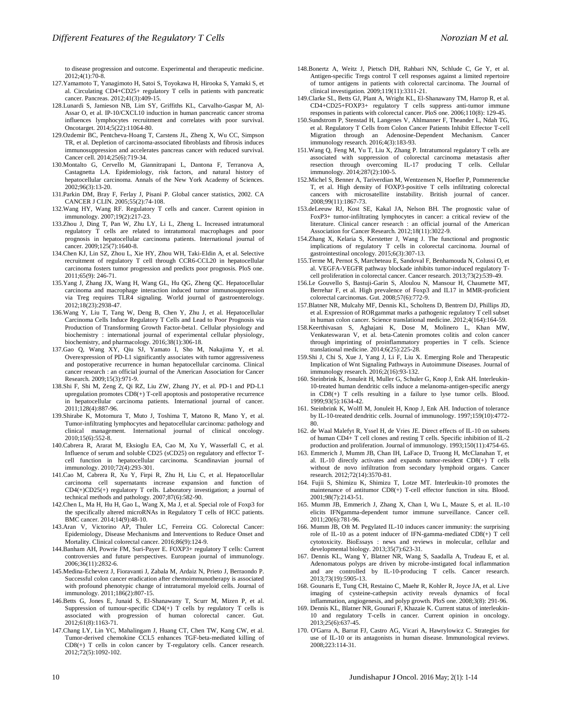to disease progression and outcome. Experimental and therapeutic medicine. 2012;4(1):70-8.

127.Yamamoto T, Yanagimoto H, Satoi S, Toyokawa H, Hirooka S, Yamaki S, et al. Circulating CD4+CD25+ regulatory T cells in patients with pancreatic cancer. Pancreas. 2012;41(3):409-15.

128.Lunardi S, Jamieson NB, Lim SY, Griffiths KL, Carvalho-Gaspar M, Al-Assar O, et al. IP-10/CXCL10 induction in human pancreatic cancer stroma influences lymphocytes recruitment and correlates with poor survival. Oncotarget. 2014;5(22):11064-80.

129.Ozdemir BC, Pentcheva-Hoang T, Carstens JL, Zheng X, Wu CC, Simpson TR, et al. Depletion of carcinoma-associated fibroblasts and fibrosis induces immunosuppression and accelerates pancreas cancer with reduced survival. Cancer cell. 2014;25(6):719-34.

130.Montalto G, Cervello M, Giannitrapani L, Dantona F, Terranova A, Castagnetta LA. Epidemiology, risk factors, and natural history of hepatocellular carcinoma. Annals of the New York Academy of Sciences. 2002;96(3):13-20.

131.Parkin DM, Bray F, Ferlay J, Pisani P. Global cancer statistics, 2002. CA CANCER J CLIN. 2005;55(2):74-108.

132.Wang HY, Wang RF. Regulatory T cells and cancer. Current opinion in immunology. 2007;19(2):217-23.

133.Zhou J, Ding T, Pan W, Zhu LY, Li L, Zheng L. Increased intratumoral regulatory T cells are related to intratumoral macrophages and poor prognosis in hepatocellular carcinoma patients. International journal of cancer. 2009;125(7):1640-8.

134.Chen KJ, Lin SZ, Zhou L, Xie HY, Zhou WH, Taki-Eldin A, et al. Selective recruitment of regulatory T cell through CCR6-CCL20 in hepatocellular carcinoma fosters tumor progression and predicts poor prognosis. PloS one. 2011;65(9): 246-71.

135.Yang J, Zhang JX, Wang H, Wang GL, Hu QG, Zheng QC. Hepatocellular carcinoma and macrophage interaction induced tumor immunosuppression via Treg requires TLR4 signaling. World journal of gastroenterology. 2012;18(23):2938-47.

136.Wang Y, Liu T, Tang W, Deng B, Chen Y, Zhu J, et al. Hepatocellular Carcinoma Cells Induce Regulatory T Cells and Lead to Poor Prognosis via Production of Transforming Growth Factor-beta1. Cellular physiology and biochemistry : international journal of experimental cellular physiology, biochemistry, and pharmacology. 2016;38(1):306-18.

137.Gao Q, Wang XY, Qiu SJ, Yamato I, Sho M, Nakajima Y, et al. Overexpression of PD-L1 significantly associates with tumor aggressiveness and postoperative recurrence in human hepatocellular carcinoma. Clinical cancer research : an official journal of the American Association for Cancer Research. 2009;15(3):971-9.

138.Shi F, Shi M, Zeng Z, Qi RZ, Liu ZW, Zhang JY, et al. PD-1 and PD-L1 upregulation promotes CD8(+) T-cell apoptosis and postoperative recurrence in hepatocellular carcinoma patients. International journal of cancer. 2011;128(4):887-96.

139.Shirabe K, Motomura T, Muto J, Toshima T, Matono R, Mano Y, et al. Tumor-infiltrating lymphocytes and hepatocellular carcinoma: pathology and clinical management. International journal of clinical oncology. 2010;15(6):552-8.

140.Cabrera R, Ararat M, Eksioglu EA, Cao M, Xu Y, Wasserfall C, et al. Influence of serum and soluble CD25 (sCD25) on regulatory and effector T-cell function in hepatocellular carcinoma. Scandinavian journal of immunology. 2010;72(4):293-301.

141.Cao M, Cabrera R, Xu Y, Firpi R, Zhu H, Liu C, et al. Hepatocellular carcinoma cell supernatants increase expansion and function of CD4(+)CD25(+) regulatory T cells. Laboratory investigation; a journal of technical methods and pathology. 2007;87(6):582-90.

142.Chen L, Ma H, Hu H, Gao L, Wang X, Ma J, et al. Special role of Foxp3 for the specifically altered microRNAs in Regulatory T cells of HCC patients. BMC cancer. 2014;14(9):48-10.

143.Aran V, Victorino AP, Thuler LC, Ferreira CG. Colorectal Cancer: Epidemiology, Disease Mechanisms and Interventions to Reduce Onset and Mortality. Clinical colorectal cancer. 2016;86(9):124-9.

144.Banham AH, Powrie FM, Suri-Payer E. FOXP3+ regulatory T cells: Current controversies and future perspectives. European journal of immunology. 2006;36(11):2832-6.

145.Medina-Echeverz J, Fioravanti J, Zabala M, Ardaiz N, Prieto J, Berraondo P. Successful colon cancer eradication after chemoimmunotherapy is associated with profound phenotypic change of intratumoral myeloid cells. Journal of immunology. 2011;186(2):807-15.

146.Betts G, Jones E, Junaid S, El-Shanawany T, Scurr M, Mizen P, et al. Suppression of tumour-specific CD4(+) T cells by regulatory T cells is associated with progression of human colorectal cancer. Gut. 2012;61(8):1163-71.

147.Chang LY, Lin YC, Mahalingam J, Huang CT, Chen TW, Kang CW, et al. Tumor-derived chemokine CCL5 enhances TGF-beta-mediated killing of CD8(+) T cells in colon cancer by T-regulatory cells. Cancer research. 2012;72(5):1092-102.

148.Bonertz A, Weitz J, Pietsch DH, Rahbari NN, Schlude C, Ge Y, et al. Antigen-specific Tregs control T cell responses against a limited repertoire of tumor antigens in patients with colorectal carcinoma. The Journal of clinical investigation. 2009;119(11):3311-21.

149.Clarke SL, Betts GJ, Plant A, Wright KL, El-Shanawany TM, Harrop R, et al. CD4+CD25+FOXP3+ regulatory T cells suppress anti-tumor immune responses in patients with colorectal cancer. PloS one. 2006;110(8): 129-45.

150.Sundstrom P, Stenstad H, Langenes V, Ahlmanner F, Theander L, Ndah TG, et al. Regulatory T Cells from Colon Cancer Patients Inhibit Effector T-cell Migration through an Adenosine-Dependent Mechanism. Cancer immunology research. 2016;4(3):183-93.

151.Wang Q, Feng M, Yu T, Liu X, Zhang P. Intratumoral regulatory T cells are associated with suppression of colorectal carcinoma metastasis after resection through overcoming IL-17 producing T cells. Cellular immunology. 2014;287(2):100-5.

152.Michel S, Benner A, Tariverdian M, Wentzensen N, Hoefler P, Pommerencke T, et al. High density of FOXP3-positive T cells infiltrating colorectal cancers with microsatellite instability. British journal of cancer. 2008;99(11):1867-73.

153.deLeeuw RJ, Kost SE, Kakal JA, Nelson BH. The prognostic value of FoxP3+ tumor-infiltrating lymphocytes in cancer: a critical review of the literature. Clinical cancer research : an official journal of the American Association for Cancer Research. 2012;18(11):3022-9.

154.Zhang X, Kelaria S, Kerstetter J, Wang J. The functional and prognostic implications of regulatory T cells in colorectal carcinoma. Journal of gastrointestinal oncology. 2015;6(3):307-13.

155.Terme M, Pernot S, Marcheteau E, Sandoval F, Benhamouda N, Colussi O, et al. VEGFA-VEGFR pathway blockade inhibits tumor-induced regulatory T-cell proliferation in colorectal cancer. Cancer research. 2013;73(2):539-49.

156.Le Gouvello S, Bastuji-Garin S, Aloulou N, Mansour H, Chaumette MT, Berrehar F, et al. High prevalence of Foxp3 and IL17 in MMR-proficient colorectal carcinomas. Gut. 2008;57(6):772-9.

157.Blatner NR, Mulcahy MF, Dennis KL, Scholtens D, Bentrem DJ, Phillips JD, et al. Expression of RORgammat marks a pathogenic regulatory T cell subset in human colon cancer. Science translational medicine. 2012;4(164):164-59.

158.Keerthivasan S, Aghajani K, Dose M, Molinero L, Khan MW, Venkateswaran V, et al. beta-Catenin promotes colitis and colon cancer through imprinting of proinflammatory properties in T cells. Science translational medicine. 2014;6(25):225-28.

159.Shi J, Chi S, Xue J, Yang J, Li F, Liu X. Emerging Role and Therapeutic Implication of Wnt Signaling Pathways in Autoimmune Diseases. Journal of immunology research. 2016;2(16):93-132.

160. Steinbrink K, Jonuleit H, Muller G, Schuler G, Knop J, Enk AH. Interleukin-10-treated human dendritic cells induce a melanoma-antigen-specific anergy in CD8(+) T cells resulting in a failure to lyse tumor cells. Blood. 1999;93(5):1634-42.

161. Steinbrink K, Wolfl M, Jonuleit H, Knop J, Enk AH. Induction of tolerance by IL-10-treated dendritic cells. Journal of immunology. 1997;159(10):4772-80.

162. de Waal Malefyt R, Yssel H, de Vries JE. Direct effects of IL-10 on subsets of human CD4+ T cell clones and resting T cells. Specific inhibition of IL-2 production and proliferation. Journal of immunology. 1993;150(11):4754-65.

163. Emmerich J, Mumm JB, Chan IH, LaFace D, Truong H, McClanahan T, et al. IL-10 directly activates and expands tumor-resident CD8(+) T cells without de novo infiltration from secondary lymphoid organs. Cancer research. 2012;72(14):3570-81.

164. Fujii S, Shimizu K, Shimizu T, Lotze MT. Interleukin-10 promotes the maintenance of antitumor CD8(+) T-cell effector function in situ. Blood. 2001;98(7):2143-51.

165. Mumm JB, Emmerich J, Zhang X, Chan I, Wu L, Mauze S, et al. IL-10 elicits IFNgamma-dependent tumor immune surveillance. Cancer cell. 2011;20(6):781-96.

166. Mumm JB, Oft M. Pegylated IL-10 induces cancer immunity: the surprising role of IL-10 as a potent inducer of IFN-gamma-mediated CD8(+) T cell cytotoxicity. BioEssays : news and reviews in molecular, cellular and developmental biology. 2013;35(7):623-31.

167. Dennis KL, Wang Y, Blatner NR, Wang S, Saadalla A, Trudeau E, et al. Adenomatous polyps are driven by microbe-instigated focal inflammation and are controlled by IL-10-producing T cells. Cancer research. 2013;73(19):5905-13.

168. Gounaris E, Tung CH, Restaino C, Maehr R, Kohler R, Joyce JA, et al. Live imaging of cysteine-cathepsin activity reveals dynamics of focal inflammation, angiogenesis, and polyp growth. PloS one. 2008;3(8): 291-96.

169. Dennis KL, Blatner NR, Gounari F, Khazaie K. Current status of interleukin-10 and regulatory T-cells in cancer. Current opinion in oncology. 2013;25(6):637-45.

170. O'Garra A, Barrat FJ, Castro AG, Vicari A, Hawrylowicz C. Strategies for use of IL-10 or its antagonists in human disease. Immunological reviews. 2008;223:114-31.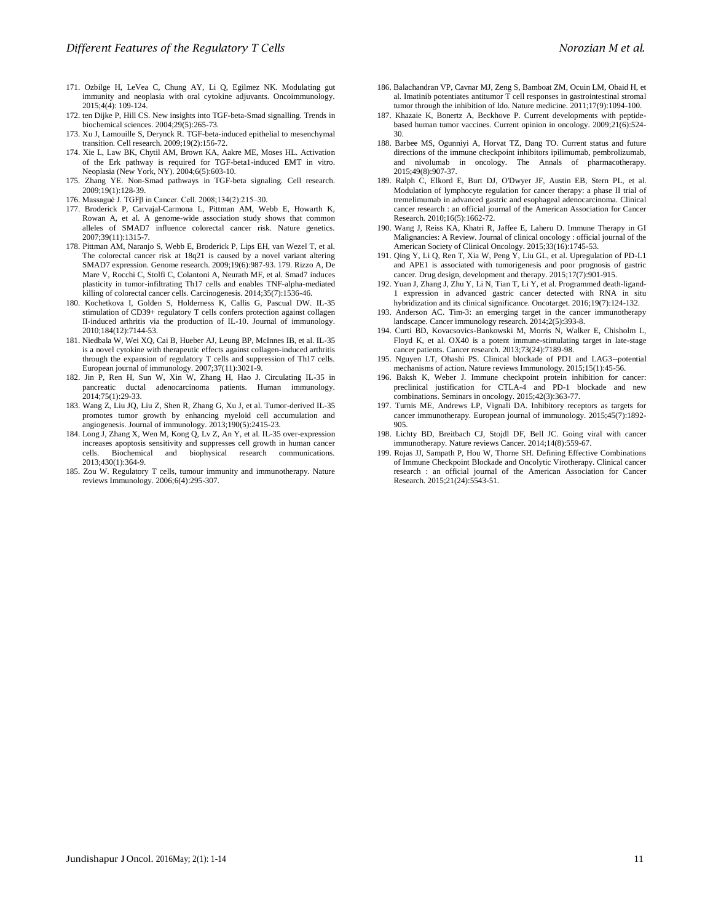171. Ozbilge H, LeVea C, Chung AY, Li Q, Egilmez NK. Modulating gut immunity and neoplasia with oral cytokine adjuvants. Oncoimmunology. 2015;4(4): 109-124.
172. ten Dijke P, Hill CS. New insights into TGF-beta-Smad signalling. Trends in biochemical sciences. 2004;29(5):265-73.
173. Xu J, Lamouille S, Derynck R. TGF-beta-induced epithelial to mesenchymal transition. Cell research. 2009;19(2):156-72.
174. Xie L, Law BK, Chytil AM, Brown KA, Aakre ME, Moses HL. Activation of the Erk pathway is required for TGF-beta1-induced EMT in vitro. Neoplasia (New York, NY). 2004;6(5):603-10.
175. Zhang YE. Non-Smad pathways in TGF-beta signaling. Cell research. 2009;19(1):128-39.
176. Massagué J. TGFβ in Cancer. Cell. 2008;134(2):215–30.
177. Broderick P, Carvajal-Carmona L, Pittman AM, Webb E, Howarth K, Rowan A, et al. A genome-wide association study shows that common alleles of SMAD7 influence colorectal cancer risk. Nature genetics. 2007;39(11):1315-7.
178. Pittman AM, Naranjo S, Webb E, Broderick P, Lips EH, van Wezel T, et al. The colorectal cancer risk at 18q21 is caused by a novel variant altering SMAD7 expression. Genome research. 2009;19(6):987-93. 179. Rizzo A, De Mare V, Rocchi C, Stolfi C, Colantoni A, Neurath MF, et al. Smad7 induces plasticity in tumor-infiltrating Th17 cells and enables TNF-alpha-mediated killing of colorectal cancer cells. Carcinogenesis. 2014;35(7):1536-46.
180. Kochetkova I, Golden S, Holderness K, Callis G, Pascual DW. IL-35 stimulation of CD39+ regulatory T cells confers protection against collagen II-induced arthritis via the production of IL-10. Journal of immunology. 2010;184(12):7144-53.
181. Niedbala W, Wei XQ, Cai B, Hueber AJ, Leung BP, McInnes IB, et al. IL-35 is a novel cytokine with therapeutic effects against collagen-induced arthritis through the expansion of regulatory T cells and suppression of Th17 cells. European journal of immunology. 2007;37(11):3021-9.
182. Jin P, Ren H, Sun W, Xin W, Zhang H, Hao J. Circulating IL-35 in pancreatic ductal adenocarcinoma patients. Human immunology. 2014;75(1):29-33.
183. Wang Z, Liu JQ, Liu Z, Shen R, Zhang G, Xu J, et al. Tumor-derived IL-35 promotes tumor growth by enhancing myeloid cell accumulation and angiogenesis. Journal of immunology. 2013;190(5):2415-23.
184. Long J, Zhang X, Wen M, Kong Q, Lv Z, An Y, et al. IL-35 over-expression increases apoptosis sensitivity and suppresses cell growth in human cancer cells. Biochemical and biophysical research communications. 2013;430(1):364-9.
185. Zou W. Regulatory T cells, tumour immunity and immunotherapy. Nature reviews Immunology. 2006;6(4):295-307.
186. Balachandran VP, Cavnar MJ, Zeng S, Bamboat ZM, Ocuin LM, Obaid H, et al. Imatinib potentiates antitumor T cell responses in gastrointestinal stromal tumor through the inhibition of Ido. Nature medicine. 2011;17(9):1094-100.
187. Khazaie K, Bonertz A, Beckhove P. Current developments with peptide-based human tumor vaccines. Current opinion in oncology. 2009;21(6):524-30.
188. Barbee MS, Ogunniyi A, Horvat TZ, Dang TO. Current status and future directions of the immune checkpoint inhibitors ipilimumab, pembrolizumab, and nivolumab in oncology. The Annals of pharmacotherapy. 2015;49(8):907-37.
189. Ralph C, Elkord E, Burt DJ, O'Dwyer JF, Austin EB, Stern PL, et al. Modulation of lymphocyte regulation for cancer therapy: a phase II trial of tremelimumab in advanced gastric and esophageal adenocarcinoma. Clinical cancer research : an official journal of the American Association for Cancer Research. 2010;16(5):1662-72.
190. Wang J, Reiss KA, Khatri R, Jaffee E, Laheru D. Immune Therapy in GI Malignancies: A Review. Journal of clinical oncology : official journal of the American Society of Clinical Oncology. 2015;33(16):1745-53.
191. Qing Y, Li Q, Ren T, Xia W, Peng Y, Liu GL, et al. Upregulation of PD-L1 and APE1 is associated with tumorigenesis and poor prognosis of gastric cancer. Drug design, development and therapy. 2015;17(7):901-915.
192. Yuan J, Zhang J, Zhu Y, Li N, Tian T, Li Y, et al. Programmed death-ligand-1 expression in advanced gastric cancer detected with RNA in situ hybridization and its clinical significance. Oncotarget. 2016;19(7):124-132.
193. Anderson AC. Tim-3: an emerging target in the cancer immunotherapy landscape. Cancer immunology research. 2014;2(5):393-8.
194. Curti BD, Kovacsovics-Bankowski M, Morris N, Walker E, Chisholm L, Floyd K, et al. OX40 is a potent immune-stimulating target in late-stage cancer patients. Cancer research. 2013;73(24):7189-98.
195. Nguyen LT, Ohashi PS. Clinical blockade of PD1 and LAG3--potential mechanisms of action. Nature reviews Immunology. 2015;15(1):45-56.
196. Baksh K, Weber J. Immune checkpoint protein inhibition for cancer: preclinical justification for CTLA-4 and PD-1 blockade and new combinations. Seminars in oncology. 2015;42(3):363-77.
197. Turnis ME, Andrews LP, Vignali DA. Inhibitory receptors as targets for cancer immunotherapy. European journal of immunology. 2015;45(7):1892-905.
198. Lichty BD, Breitbach CJ, Stojdl DF, Bell JC. Going viral with cancer immunotherapy. Nature reviews Cancer. 2014;14(8):559-67.
199. Rojas JJ, Sampath P, Hou W, Thorne SH. Defining Effective Combinations of Immune Checkpoint Blockade and Oncolytic Virotherapy. Clinical cancer research : an official journal of the American Association for Cancer Research. 2015;21(24):5543-51.